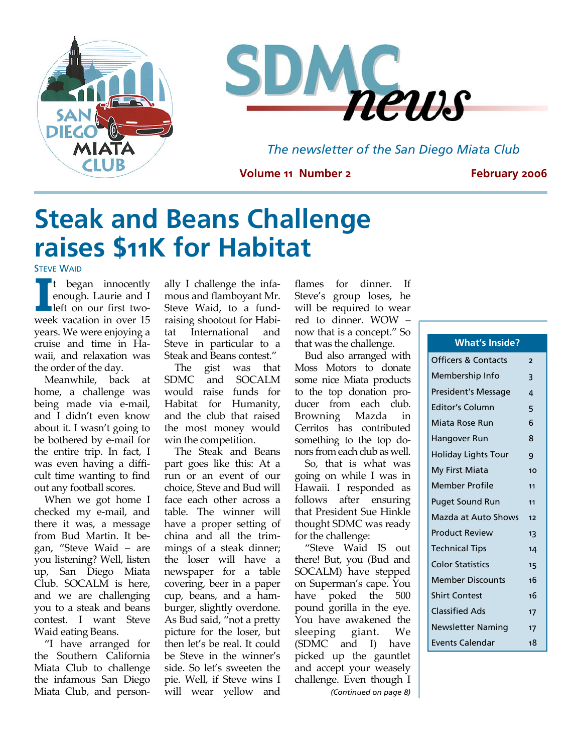# SDMC news

*The newsletter of the San Diego Miata Club*

**Volume 11 Number 2** **February 2006**

# Steak and Beans Challenge raises $11K for Habitat

STEVE WAID

It began innocently enough. Laurie and I left on our first two-week vacation in over 15 years. We were enjoying a cruise and time in Hawaii, and relaxation was the order of the day.

Meanwhile, back at home, a challenge was being made via e-mail, and I didn't even know about it. I wasn't going to be bothered by e-mail for the entire trip. In fact, I was even having a difficult time wanting to find out any football scores.

When we got home I checked my e-mail, and there it was, a message from Bud Martin. It began, "Steve Waid – are you listening? Well, listen up, San Diego Miata Club. SOCALM is here, and we are challenging you to a steak and beans contest. I want Steve Waid eating Beans.

"I have arranged for the Southern California Miata Club to challenge the infamous San Diego Miata Club, and personally I challenge the infamous and flamboyant Mr. Steve Waid, to a fundraising shootout for Habitat International and Steve in particular to a Steak and Beans contest."

The gist was that SDMC and SOCALM would raise funds for Habitat for Humanity, and the club that raised the most money would win the competition.

The Steak and Beans part goes like this: At a run or an event of our choice, Steve and Bud will face each other across a table. The winner will have a proper setting of china and all the trimmings of a steak dinner; the loser will have a newspaper for a table covering, beer in a paper cup, beans, and a hamburger, slightly overdone. As Bud said, "not a pretty picture for the loser, but then let's be real. It could be Steve in the winner's side. So let's sweeten the pie. Well, if Steve wins I will wear yellow and flames for dinner. If Steve's group loses, he will be required to wear red to dinner. WOW – now that is a concept." So that was the challenge.

Bud also arranged with Moss Motors to donate some nice Miata products to the top donation producer from each club. Browning Mazda in Cerritos has contributed something to the top donors from each club as well.

So, that is what was going on while I was in Hawaii. I responded as follows after ensuring that President Sue Hinkle thought SDMC was ready for the challenge:

"Steve Waid IS out there! But, you (Bud and SOCALM) have stepped on Superman's cape. You have poked the 500 pound gorilla in the eye. You have awakened the sleeping giant. We (SDMC and I) have picked up the gauntlet and accept your weasely challenge. Even though I

*(Continued on page 8)*

| What's Inside? | |
|---|---|
| Officers & Contacts | 2 |
| Membership Info | 3 |
| President's Message | 4 |
| Editor's Column | 5 |
| Miata Rose Run | 6 |
| Hangover Run | 8 |
| Holiday Lights Tour | 9 |
| My First Miata | 10 |
| Member Profile | 11 |
| Puget Sound Run | 11 |
| Mazda at Auto Shows | 12 |
| Product Review | 13 |
| Technical Tips | 14 |
| Color Statistics | 15 |
| Member Discounts | 16 |
| Shirt Contest | 16 |
| Classified Ads | 17 |
| Newsletter Naming | 17 |
| Events Calendar | 18 |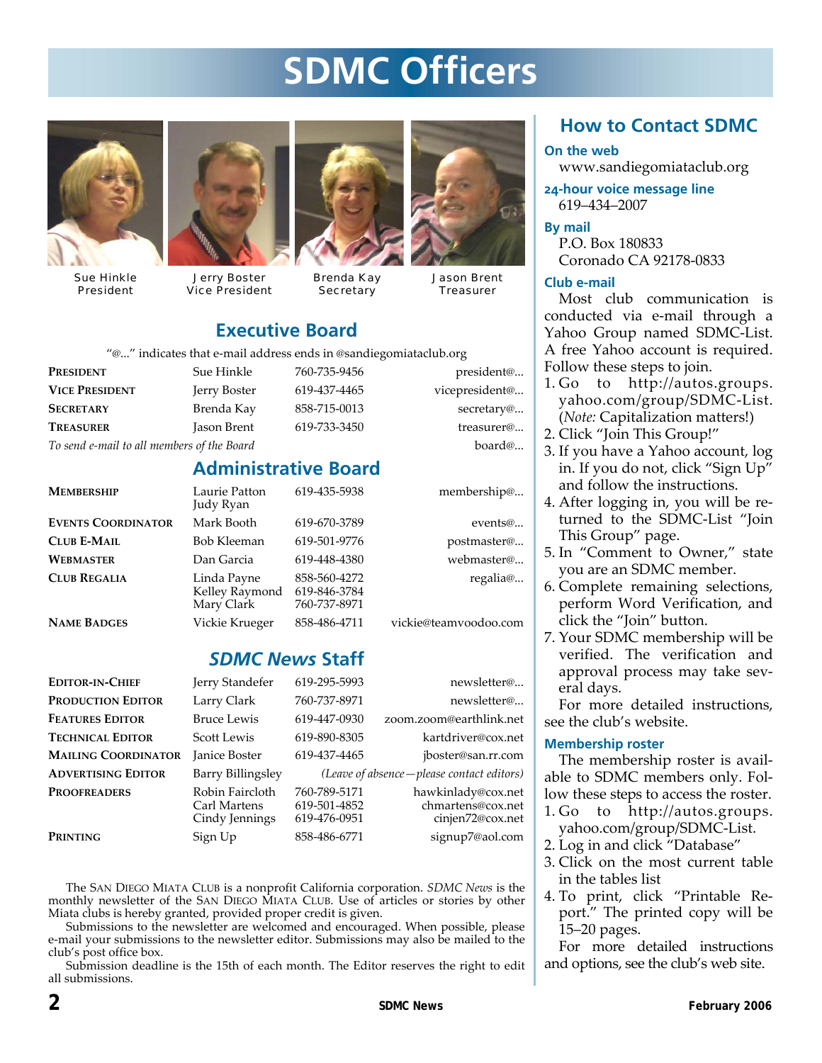# SDMC Officers

Sue Hinkle
President

Jerry Boster
Vice President

Brenda Kay
Secretary

Jason Brent
Treasurer

## Executive Board

"@..." indicates that e-mail address ends in @sandiegomiataclub.org

| | | | |
|---|---|---|---|
| **President** | Sue Hinkle | 760-735-9456 | president@... |
| **Vice President** | Jerry Boster | 619-437-4465 | vicepresident@... |
| **Secretary** | Brenda Kay | 858-715-0013 | secretary@... |
| **Treasurer** | Jason Brent | 619-733-3450 | treasurer@... |
| *To send e-mail to all members of the Board* | | | board@... |

## Administrative Board

| | | | |
|---|---|---|---|
| **Membership** | Laurie Patton<br>Judy Ryan | 619-435-5938 | membership@... |
| **Events Coordinator** | Mark Booth | 619-670-3789 | events@... |
| **Club E-Mail** | Bob Kleeman | 619-501-9776 | postmaster@... |
| **Webmaster** | Dan Garcia | 619-448-4380 | webmaster@... |
| **Club Regalia** | Linda Payne<br>Kelley Raymond<br>Mary Clark | 858-560-4272<br>619-846-3784<br>760-737-8971 | regalia@... |
| **Name Badges** | Vickie Krueger | 858-486-4711 | vickie@teamvoodoo.com |

## *SDMC News* Staff

| | | | |
|---|---|---|---|
| **Editor-in-Chief** | Jerry Standefer | 619-295-5993 | newsletter@... |
| **Production Editor** | Larry Clark | 760-737-8971 | newsletter@... |
| **Features Editor** | Bruce Lewis | 619-447-0930 | zoom.zoom@earthlink.net |
| **Technical Editor** | Scott Lewis | 619-890-8305 | kartdriver@cox.net |
| **Mailing Coordinator** | Janice Boster | 619-437-4465 | jboster@san.rr.com |
| **Advertising Editor** | Barry Billingsley | *(Leave of absence—please contact editors)* | |
| **Proofreaders** | Robin Faircloth<br>Carl Martens<br>Cindy Jennings | 760-789-5171<br>619-501-4852<br>619-476-0951 | hawkinlady@cox.net<br>chmartens@cox.net<br>cinjen72@cox.net |
| **Printing** | Sign Up | 858-486-6771 | signup7@aol.com |

The San Diego Miata Club is a nonprofit California corporation. *SDMC News* is the monthly newsletter of the San Diego Miata Club. Use of articles or stories by other Miata clubs is hereby granted, provided proper credit is given.

Submissions to the newsletter are welcomed and encouraged. When possible, please e-mail your submissions to the newsletter editor. Submissions may also be mailed to the club's post office box.

Submission deadline is the 15th of each month. The Editor reserves the right to edit all submissions.

## How to Contact SDMC

### On the web

www.sandiegomiataclub.org

### 24-hour voice message line

619–434–2007

### By mail

P.O. Box 180833
Coronado CA 92178-0833

### Club e-mail

Most club communication is conducted via e-mail through a Yahoo Group named SDMC-List. A free Yahoo account is required. Follow these steps to join.

1. Go to http://autos.groups.yahoo.com/group/SDMC-List. (*Note:* Capitalization matters!)
2. Click "Join This Group!"
3. If you have a Yahoo account, log in. If you do not, click "Sign Up" and follow the instructions.
4. After logging in, you will be returned to the SDMC-List "Join This Group" page.
5. In "Comment to Owner," state you are an SDMC member.
6. Complete remaining selections, perform Word Verification, and click the "Join" button.
7. Your SDMC membership will be verified. The verification and approval process may take several days.

For more detailed instructions, see the club's website.

### Membership roster

The membership roster is available to SDMC members only. Follow these steps to access the roster.

1. Go to http://autos.groups.yahoo.com/group/SDMC-List.
2. Log in and click "Database"
3. Click on the most current table in the tables list
4. To print, click "Printable Report." The printed copy will be 15–20 pages.

For more detailed instructions and options, see the club's web site.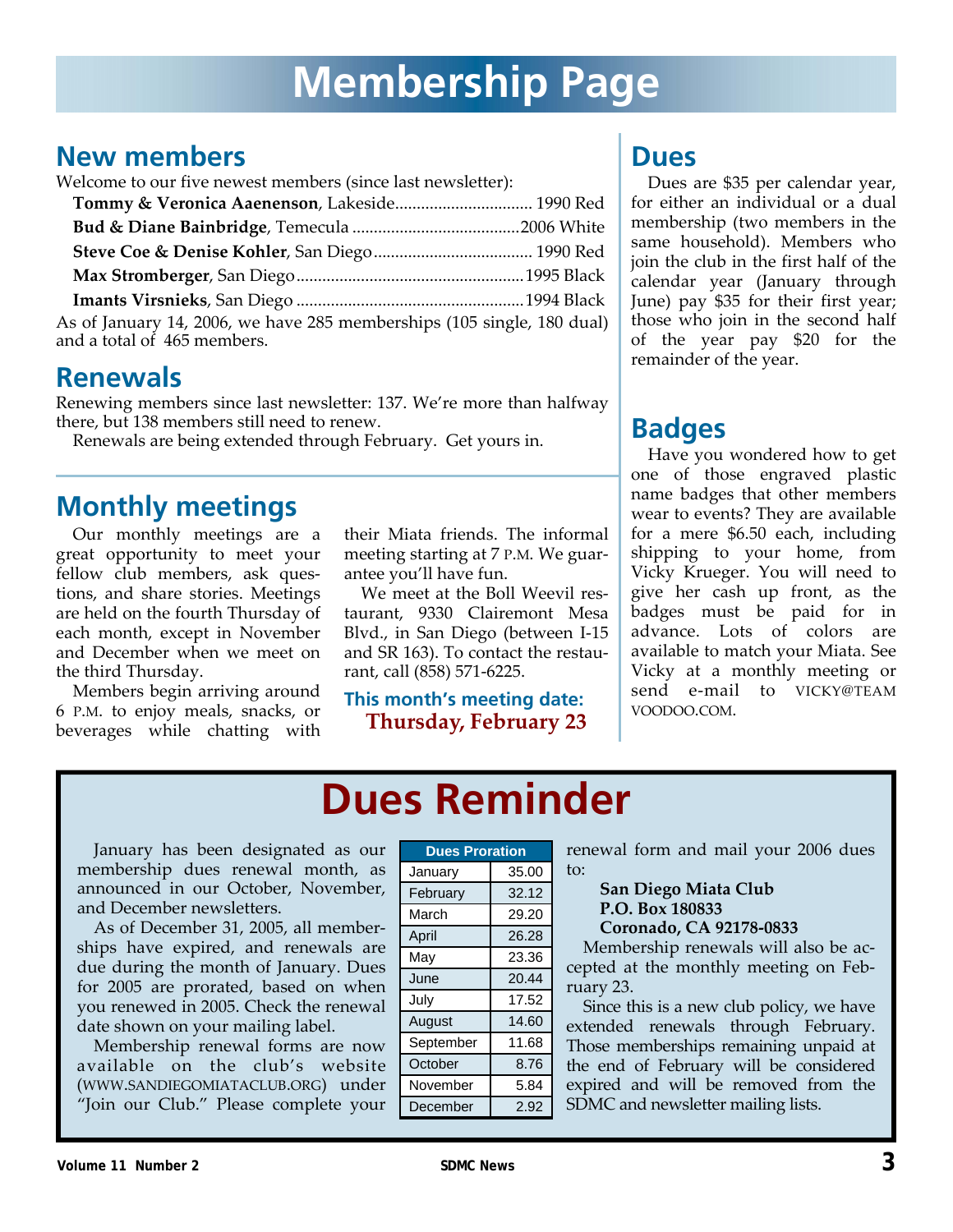# Membership Page

## New members

Welcome to our five newest members (since last newsletter):

**Tommy & Veronica Aaenenson**, Lakeside................................ 1990 Red
**Bud & Diane Bainbridge**, Temecula .......................................2006 White
**Steve Coe & Denise Kohler**, San Diego..................................... 1990 Red
**Max Stromberger**, San Diego.....................................................1995 Black
**Imants Virsnieks**, San Diego .....................................................1994 Black

As of January 14, 2006, we have 285 memberships (105 single, 180 dual) and a total of 465 members.

## Renewals

Renewing members since last newsletter: 137. We're more than halfway there, but 138 members still need to renew.

Renewals are being extended through February. Get yours in.

## Monthly meetings

Our monthly meetings are a great opportunity to meet your fellow club members, ask questions, and share stories. Meetings are held on the fourth Thursday of each month, except in November and December when we meet on the third Thursday.

Members begin arriving around 6 P.M. to enjoy meals, snacks, or beverages while chatting with their Miata friends. The informal meeting starting at 7 P.M. We guarantee you'll have fun.

We meet at the Boll Weevil restaurant, 9330 Clairemont Mesa Blvd., in San Diego (between I-15 and SR 163). To contact the restaurant, call (858) 571-6225.

**This month's meeting date:**
**Thursday, February 23**

## Dues

Dues are $35 per calendar year, for either an individual or a dual membership (two members in the same household). Members who join the club in the first half of the calendar year (January through June) pay $35 for their first year; those who join in the second half of the year pay $20 for the remainder of the year.

## Badges

Have you wondered how to get one of those engraved plastic name badges that other members wear to events? They are available for a mere $6.50 each, including shipping to your home, from Vicky Krueger. You will need to give her cash up front, as the badges must be paid for in advance. Lots of colors are available to match your Miata. See Vicky at a monthly meeting or send e-mail to VICKY@TEAMVOODOO.COM.

# Dues Reminder

January has been designated as our membership dues renewal month, as announced in our October, November, and December newsletters.

As of December 31, 2005, all memberships have expired, and renewals are due during the month of January. Dues for 2005 are prorated, based on when you renewed in 2005. Check the renewal date shown on your mailing label.

Membership renewal forms are now available on the club's website (WWW.SANDIEGOMIATACLUB.ORG) under "Join our Club." Please complete your renewal form and mail your 2006 dues to:

**San Diego Miata Club**
**P.O. Box 180833**
**Coronado, CA 92178-0833**

Membership renewals will also be accepted at the monthly meeting on February 23.

Since this is a new club policy, we have extended renewals through February. Those memberships remaining unpaid at the end of February will be considered expired and will be removed from the SDMC and newsletter mailing lists.

| Dues Proration | |
|---|---|
| January | 35.00 |
| February | 32.12 |
| March | 29.20 |
| April | 26.28 |
| May | 23.36 |
| June | 20.44 |
| July | 17.52 |
| August | 14.60 |
| September | 11.68 |
| October | 8.76 |
| November | 5.84 |
| December | 2.92 |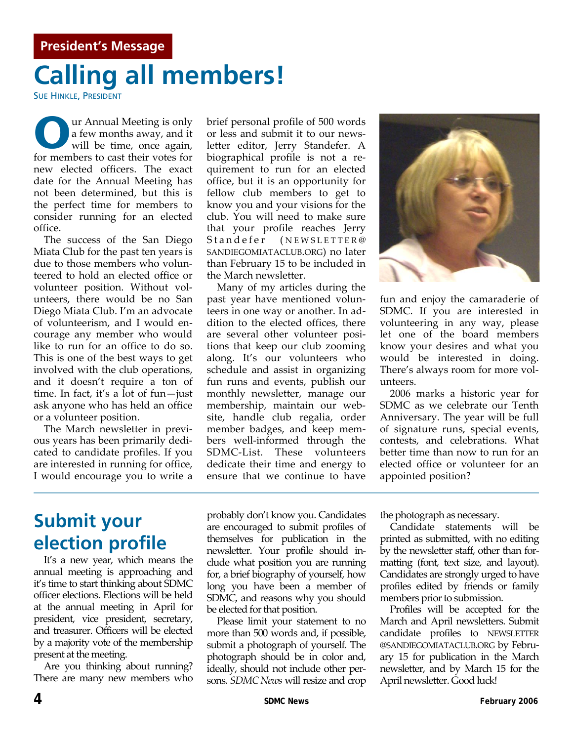President's Message

# Calling all members!

SUE HINKLE, PRESIDENT

Our Annual Meeting is only a few months away, and it will be time, once again, for members to cast their votes for new elected officers. The exact date for the Annual Meeting has not been determined, but this is the perfect time for members to consider running for an elected office.

The success of the San Diego Miata Club for the past ten years is due to those members who volunteered to hold an elected office or volunteer position. Without volunteers, there would be no San Diego Miata Club. I'm an advocate of volunteerism, and I would encourage any member who would like to run for an office to do so. This is one of the best ways to get involved with the club operations, and it doesn't require a ton of time. In fact, it's a lot of fun—just ask anyone who has held an office or a volunteer position.

The March newsletter in previous years has been primarily dedicated to candidate profiles. If you are interested in running for office, I would encourage you to write a brief personal profile of 500 words or less and submit it to our newsletter editor, Jerry Standefer. A biographical profile is not a requirement to run for an elected office, but it is an opportunity for fellow club members to get to know you and your visions for the club. You will need to make sure that your profile reaches Jerry Standefer (NEWSLETTER@SANDIEGOMIATACLUB.ORG) no later than February 15 to be included in the March newsletter.

Many of my articles during the past year have mentioned volunteers in one way or another. In addition to the elected offices, there are several other volunteer positions that keep our club zooming along. It's our volunteers who schedule and assist in organizing fun runs and events, publish our monthly newsletter, manage our membership, maintain our website, handle club regalia, order member badges, and keep members well-informed through the SDMC-List. These volunteers dedicate their time and energy to ensure that we continue to have fun and enjoy the camaraderie of SDMC. If you are interested in volunteering in any way, please let one of the board members know your desires and what you would be interested in doing. There's always room for more volunteers.

2006 marks a historic year for SDMC as we celebrate our Tenth Anniversary. The year will be full of signature runs, special events, contests, and celebrations. What better time than now to run for an elected office or volunteer for an appointed position?

# Submit your election profile

It's a new year, which means the annual meeting is approaching and it's time to start thinking about SDMC officer elections. Elections will be held at the annual meeting in April for president, vice president, secretary, and treasurer. Officers will be elected by a majority vote of the membership present at the meeting.

Are you thinking about running? There are many new members who probably don't know you. Candidates are encouraged to submit profiles of themselves for publication in the newsletter. Your profile should include what position you are running for, a brief biography of yourself, how long you have been a member of SDMC, and reasons why you should be elected for that position.

Please limit your statement to no more than 500 words and, if possible, submit a photograph of yourself. The photograph should be in color and, ideally, should not include other persons. *SDMC News* will resize and crop the photograph as necessary.

Candidate statements will be printed as submitted, with no editing by the newsletter staff, other than formatting (font, text size, and layout). Candidates are strongly urged to have profiles edited by friends or family members prior to submission.

Profiles will be accepted for the March and April newsletters. Submit candidate profiles to NEWSLETTER@SANDIEGOMIATACLUB.ORG by February 15 for publication in the March newsletter, and by March 15 for the April newsletter. Good luck!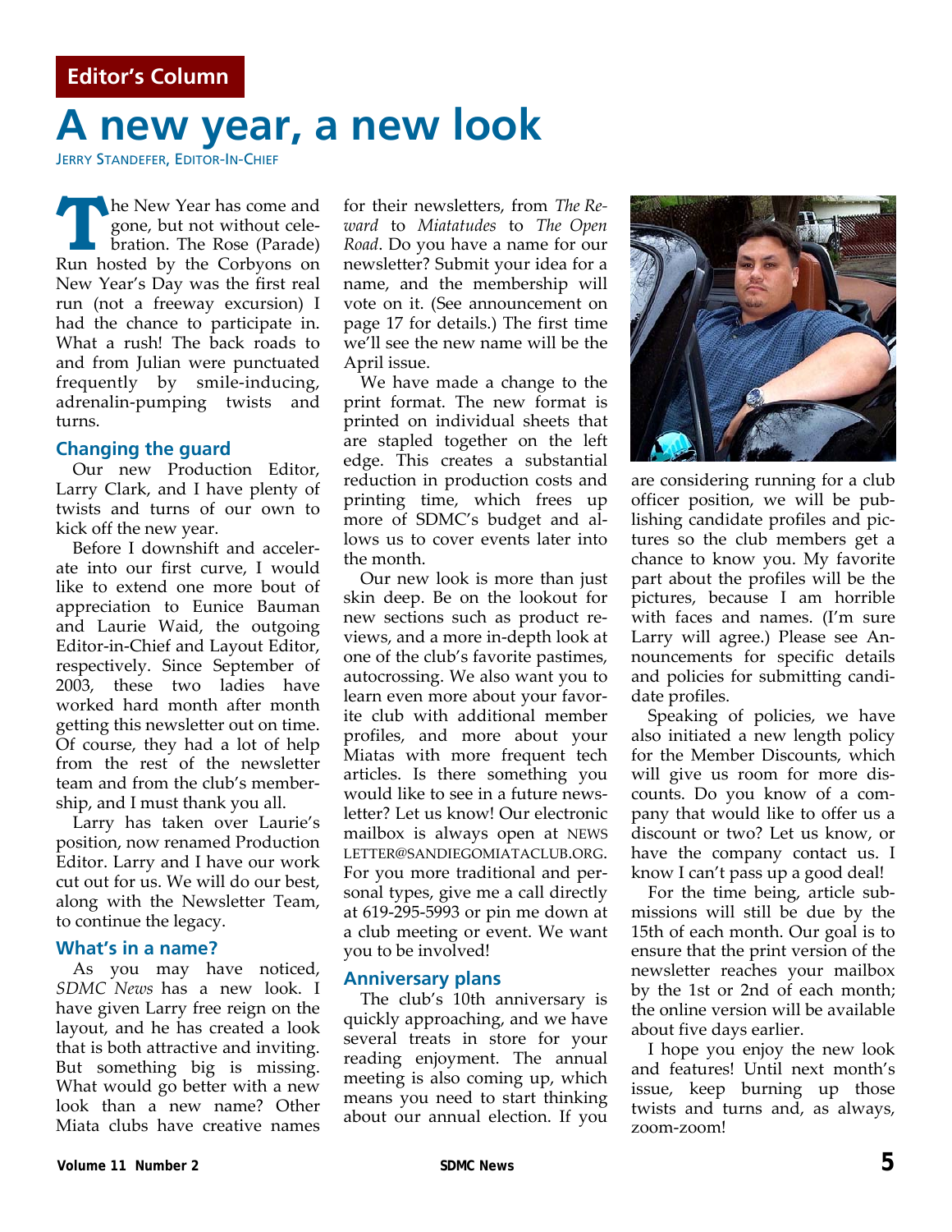Editor's Column

# A new year, a new look

JERRY STANDEFER, EDITOR-IN-CHIEF

The New Year has come and gone, but not without celebration. The Rose (Parade) Run hosted by the Corbyons on New Year's Day was the first real run (not a freeway excursion) I had the chance to participate in. What a rush! The back roads to and from Julian were punctuated frequently by smile-inducing, adrenalin-pumping twists and turns.

## Changing the guard

Our new Production Editor, Larry Clark, and I have plenty of twists and turns of our own to kick off the new year.

Before I downshift and accelerate into our first curve, I would like to extend one more bout of appreciation to Eunice Bauman and Laurie Waid, the outgoing Editor-in-Chief and Layout Editor, respectively. Since September of 2003, these two ladies have worked hard month after month getting this newsletter out on time. Of course, they had a lot of help from the rest of the newsletter team and from the club's membership, and I must thank you all.

Larry has taken over Laurie's position, now renamed Production Editor. Larry and I have our work cut out for us. We will do our best, along with the Newsletter Team, to continue the legacy.

## What's in a name?

As you may have noticed, *SDMC News* has a new look. I have given Larry free reign on the layout, and he has created a look that is both attractive and inviting. But something big is missing. What would go better with a new look than a new name? Other Miata clubs have creative names for their newsletters, from *The Reward* to *Miatatudes* to *The Open Road*. Do you have a name for our newsletter? Submit your idea for a name, and the membership will vote on it. (See announcement on page 17 for details.) The first time we'll see the new name will be the April issue.

We have made a change to the print format. The new format is printed on individual sheets that are stapled together on the left edge. This creates a substantial reduction in production costs and printing time, which frees up more of SDMC's budget and allows us to cover events later into the month.

Our new look is more than just skin deep. Be on the lookout for new sections such as product reviews, and a more in-depth look at one of the club's favorite pastimes, autocrossing. We also want you to learn even more about your favorite club with additional member profiles, and more about your Miatas with more frequent tech articles. Is there something you would like to see in a future newsletter? Let us know! Our electronic mailbox is always open at NEWSLETTER@SANDIEGOMIATACLUB.ORG. For you more traditional and personal types, give me a call directly at 619-295-5993 or pin me down at a club meeting or event. We want you to be involved!

## Anniversary plans

The club's 10th anniversary is quickly approaching, and we have several treats in store for your reading enjoyment. The annual meeting is also coming up, which means you need to start thinking about our annual election. If you are considering running for a club officer position, we will be publishing candidate profiles and pictures so the club members get a chance to know you. My favorite part about the profiles will be the pictures, because I am horrible with faces and names. (I'm sure Larry will agree.) Please see Announcements for specific details and policies for submitting candidate profiles.

Speaking of policies, we have also initiated a new length policy for the Member Discounts, which will give us room for more discounts. Do you know of a company that would like to offer us a discount or two? Let us know, or have the company contact us. I know I can't pass up a good deal!

For the time being, article submissions will still be due by the 15th of each month. Our goal is to ensure that the print version of the newsletter reaches your mailbox by the 1st or 2nd of each month; the online version will be available about five days earlier.

I hope you enjoy the new look and features! Until next month's issue, keep burning up those twists and turns and, as always, zoom-zoom!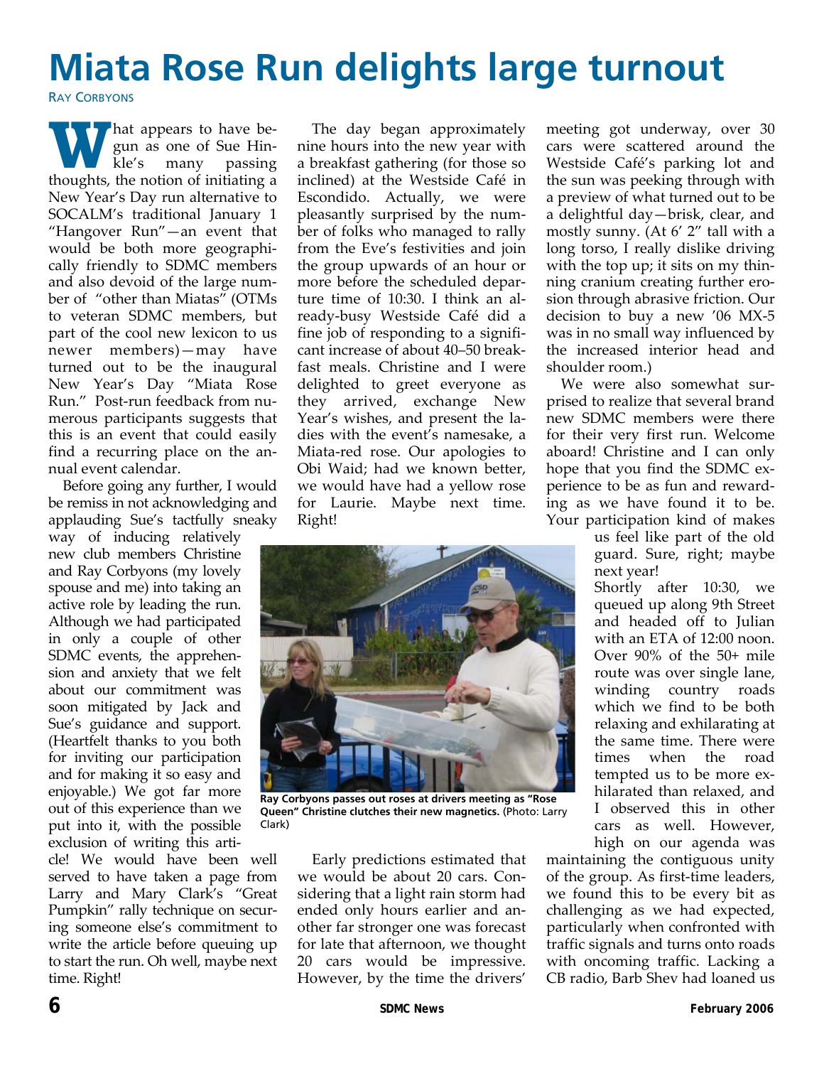# Miata Rose Run delights large turnout

Ray Corbyons

What appears to have begun as one of Sue Hinkle's many passing thoughts, the notion of initiating a New Year's Day run alternative to SOCALM's traditional January 1 "Hangover Run"—an event that would be both more geographically friendly to SDMC members and also devoid of the large number of "other than Miatas" (OTMs to veteran SDMC members, but part of the cool new lexicon to us newer members)—may have turned out to be the inaugural New Year's Day "Miata Rose Run." Post-run feedback from numerous participants suggests that this is an event that could easily find a recurring place on the annual event calendar.

Before going any further, I would be remiss in not acknowledging and applauding Sue's tactfully sneaky way of inducing relatively new club members Christine and Ray Corbyons (my lovely spouse and me) into taking an active role by leading the run. Although we had participated in only a couple of other SDMC events, the apprehension and anxiety that we felt about our commitment was soon mitigated by Jack and Sue's guidance and support. (Heartfelt thanks to you both for inviting our participation and for making it so easy and enjoyable.) We got far more out of this experience than we put into it, with the possible exclusion of writing this article! We would have been well served to have taken a page from Larry and Mary Clark's "Great Pumpkin" rally technique on securing someone else's commitment to write the article before queuing up to start the run. Oh well, maybe next time. Right!

The day began approximately nine hours into the new year with a breakfast gathering (for those so inclined) at the Westside Café in Escondido. Actually, we were pleasantly surprised by the number of folks who managed to rally from the Eve's festivities and join the group upwards of an hour or more before the scheduled departure time of 10:30. I think an already-busy Westside Café did a fine job of responding to a significant increase of about 40–50 breakfast meals. Christine and I were delighted to greet everyone as they arrived, exchange New Year's wishes, and present the ladies with the event's namesake, a Miata-red rose. Our apologies to Obi Waid; had we known better, we would have had a yellow rose for Laurie. Maybe next time. Right!

**Ray Corbyons passes out roses at drivers meeting as "Rose Queen" Christine clutches their new magnetics.** (Photo: Larry Clark)

Early predictions estimated that we would be about 20 cars. Considering that a light rain storm had ended only hours earlier and another far stronger one was forecast for late that afternoon, we thought 20 cars would be impressive. However, by the time the drivers' meeting got underway, over 30 cars were scattered around the Westside Café's parking lot and the sun was peeking through with a preview of what turned out to be a delightful day—brisk, clear, and mostly sunny. (At 6' 2" tall with a long torso, I really dislike driving with the top up; it sits on my thinning cranium creating further erosion through abrasive friction. Our decision to buy a new '06 MX-5 was in no small way influenced by the increased interior head and shoulder room.)

We were also somewhat surprised to realize that several brand new SDMC members were there for their very first run. Welcome aboard! Christine and I can only hope that you find the SDMC experience to be as fun and rewarding as we have found it to be. Your participation kind of makes us feel like part of the old guard. Sure, right; maybe next year!

Shortly after 10:30, we queued up along 9th Street and headed off to Julian with an ETA of 12:00 noon. Over 90% of the 50+ mile route was over single lane, winding country roads which we find to be both relaxing and exhilarating at the same time. There were times when the road tempted us to be more exhilarated than relaxed, and I observed this in other cars as well. However, high on our agenda was maintaining the contiguous unity of the group. As first-time leaders, we found this to be every bit as challenging as we had expected, particularly when confronted with traffic signals and turns onto roads with oncoming traffic. Lacking a CB radio, Barb Shev had loaned us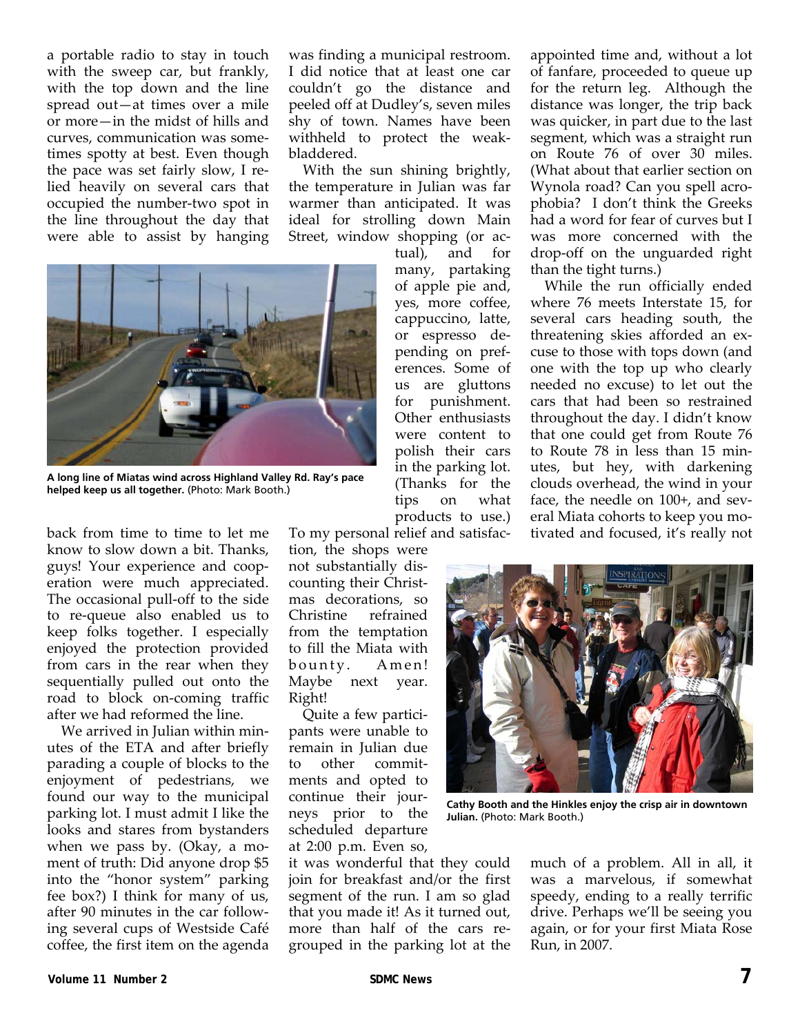a portable radio to stay in touch with the sweep car, but frankly, with the top down and the line spread out—at times over a mile or more—in the midst of hills and curves, communication was sometimes spotty at best. Even though the pace was set fairly slow, I relied heavily on several cars that occupied the number-two spot in the line throughout the day that were able to assist by hanging back from time to time to let me know to slow down a bit. Thanks, guys! Your experience and cooperation were much appreciated. The occasional pull-off to the side to re-queue also enabled us to keep folks together. I especially enjoyed the protection provided from cars in the rear when they sequentially pulled out onto the road to block on-coming traffic after we had reformed the line.

**A long line of Miatas wind across Highland Valley Rd. Ray's pace helped keep us all together.** (Photo: Mark Booth.)

We arrived in Julian within minutes of the ETA and after briefly parading a couple of blocks to the enjoyment of pedestrians, we found our way to the municipal parking lot. I must admit I like the looks and stares from bystanders when we pass by. (Okay, a moment of truth: Did anyone drop $5 into the "honor system" parking fee box?) I think for many of us, after 90 minutes in the car following several cups of Westside Café coffee, the first item on the agenda was finding a municipal restroom. I did notice that at least one car couldn't go the distance and peeled off at Dudley's, seven miles shy of town. Names have been withheld to protect the weak-bladdered.

With the sun shining brightly, the temperature in Julian was far warmer than anticipated. It was ideal for strolling down Main Street, window shopping (or actual), and for many, partaking of apple pie and, yes, more coffee, cappuccino, latte, or espresso depending on preferences. Some of us are gluttons for punishment. Other enthusiasts were content to polish their cars in the parking lot. (Thanks for the tips on what products to use.) To my personal relief and satisfaction, the shops were not substantially discounting their Christmas decorations, so Christine refrained from the temptation to fill the Miata with bounty. Amen! Maybe next year. Right!

Quite a few participants were unable to remain in Julian due to other commitments and opted to continue their journeys prior to the scheduled departure at 2:00 p.m. Even so, it was wonderful that they could join for breakfast and/or the first segment of the run. I am so glad that you made it! As it turned out, more than half of the cars regrouped in the parking lot at the appointed time and, without a lot of fanfare, proceeded to queue up for the return leg. Although the distance was longer, the trip back was quicker, in part due to the last segment, which was a straight run on Route 76 of over 30 miles. (What about that earlier section on Wynola road? Can you spell acrophobia? I don't think the Greeks had a word for fear of curves but I was more concerned with the drop-off on the unguarded right than the tight turns.)

While the run officially ended where 76 meets Interstate 15, for several cars heading south, the threatening skies afforded an excuse to those with tops down (and one with the top up who clearly needed no excuse) to let out the cars that had been so restrained throughout the day. I didn't know that one could get from Route 76 to Route 78 in less than 15 minutes, but hey, with darkening clouds overhead, the wind in your face, the needle on 100+, and several Miata cohorts to keep you motivated and focused, it's really not much of a problem. All in all, it was a marvelous, if somewhat speedy, ending to a really terrific drive. Perhaps we'll be seeing you again, or for your first Miata Rose Run, in 2007.

**Cathy Booth and the Hinkles enjoy the crisp air in downtown Julian.** (Photo: Mark Booth.)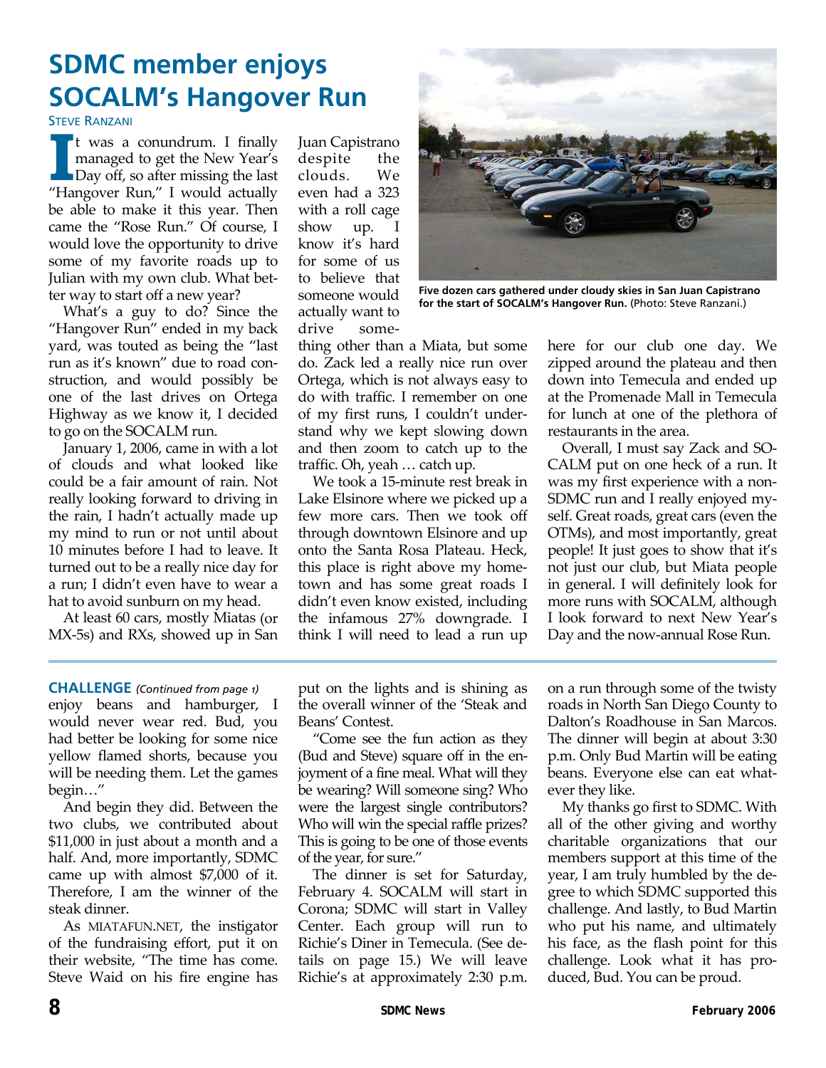# SDMC member enjoys SOCALM's Hangover Run

STEVE RANZANI

It was a conundrum. I finally managed to get the New Year's Day off, so after missing the last "Hangover Run," I would actually be able to make it this year. Then came the "Rose Run." Of course, I would love the opportunity to drive some of my favorite roads up to Julian with my own club. What better way to start off a new year?

What's a guy to do? Since the "Hangover Run" ended in my back yard, was touted as being the "last run as it's known" due to road construction, and would possibly be one of the last drives on Ortega Highway as we know it, I decided to go on the SOCALM run.

January 1, 2006, came in with a lot of clouds and what looked like could be a fair amount of rain. Not really looking forward to driving in the rain, I hadn't actually made up my mind to run or not until about 10 minutes before I had to leave. It turned out to be a really nice day for a run; I didn't even have to wear a hat to avoid sunburn on my head.

At least 60 cars, mostly Miatas (or MX-5s) and RXs, showed up in San Juan Capistrano despite the clouds. We even had a 323 with a roll cage show up. I know it's hard for some of us to believe that someone would actually want to drive something other than a Miata, but some do. Zack led a really nice run over Ortega, which is not always easy to do with traffic. I remember on one of my first runs, I couldn't understand why we kept slowing down and then zoom to catch up to the traffic. Oh, yeah … catch up.

**Five dozen cars gathered under cloudy skies in San Juan Capistrano for the start of SOCALM's Hangover Run.** (Photo: Steve Ranzani.)

We took a 15-minute rest break in Lake Elsinore where we picked up a few more cars. Then we took off through downtown Elsinore and up onto the Santa Rosa Plateau. Heck, this place is right above my hometown and has some great roads I didn't even know existed, including the infamous 27% downgrade. I think I will need to lead a run up here for our club one day. We zipped around the plateau and then down into Temecula and ended up at the Promenade Mall in Temecula for lunch at one of the plethora of restaurants in the area.

Overall, I must say Zack and SOCALM put on one heck of a run. It was my first experience with a non-SDMC run and I really enjoyed myself. Great roads, great cars (even the OTMs), and most importantly, great people! It just goes to show that it's not just our club, but Miata people in general. I will definitely look for more runs with SOCALM, although I look forward to next New Year's Day and the now-annual Rose Run.

---

**CHALLENGE** *(Continued from page 1)*

enjoy beans and hamburger, I would never wear red. Bud, you had better be looking for some nice yellow flamed shorts, because you will be needing them. Let the games begin…"

And begin they did. Between the two clubs, we contributed about $11,000 in just about a month and a half. And, more importantly, SDMC came up with almost $7,000 of it. Therefore, I am the winner of the steak dinner.

As MIATAFUN.NET, the instigator of the fundraising effort, put it on their website, "The time has come. Steve Waid on his fire engine has put on the lights and is shining as the overall winner of the 'Steak and Beans' Contest.

"Come see the fun action as they (Bud and Steve) square off in the enjoyment of a fine meal. What will they be wearing? Will someone sing? Who were the largest single contributors? Who will win the special raffle prizes? This is going to be one of those events of the year, for sure."

The dinner is set for Saturday, February 4. SOCALM will start in Corona; SDMC will start in Valley Center. Each group will run to Richie's Diner in Temecula. (See details on page 15.) We will leave Richie's at approximately 2:30 p.m. on a run through some of the twisty roads in North San Diego County to Dalton's Roadhouse in San Marcos. The dinner will begin at about 3:30 p.m. Only Bud Martin will be eating beans. Everyone else can eat whatever they like.

My thanks go first to SDMC. With all of the other giving and worthy charitable organizations that our members support at this time of the year, I am truly humbled by the degree to which SDMC supported this challenge. And lastly, to Bud Martin who put his name, and ultimately his face, as the flash point for this challenge. Look what it has produced, Bud. You can be proud.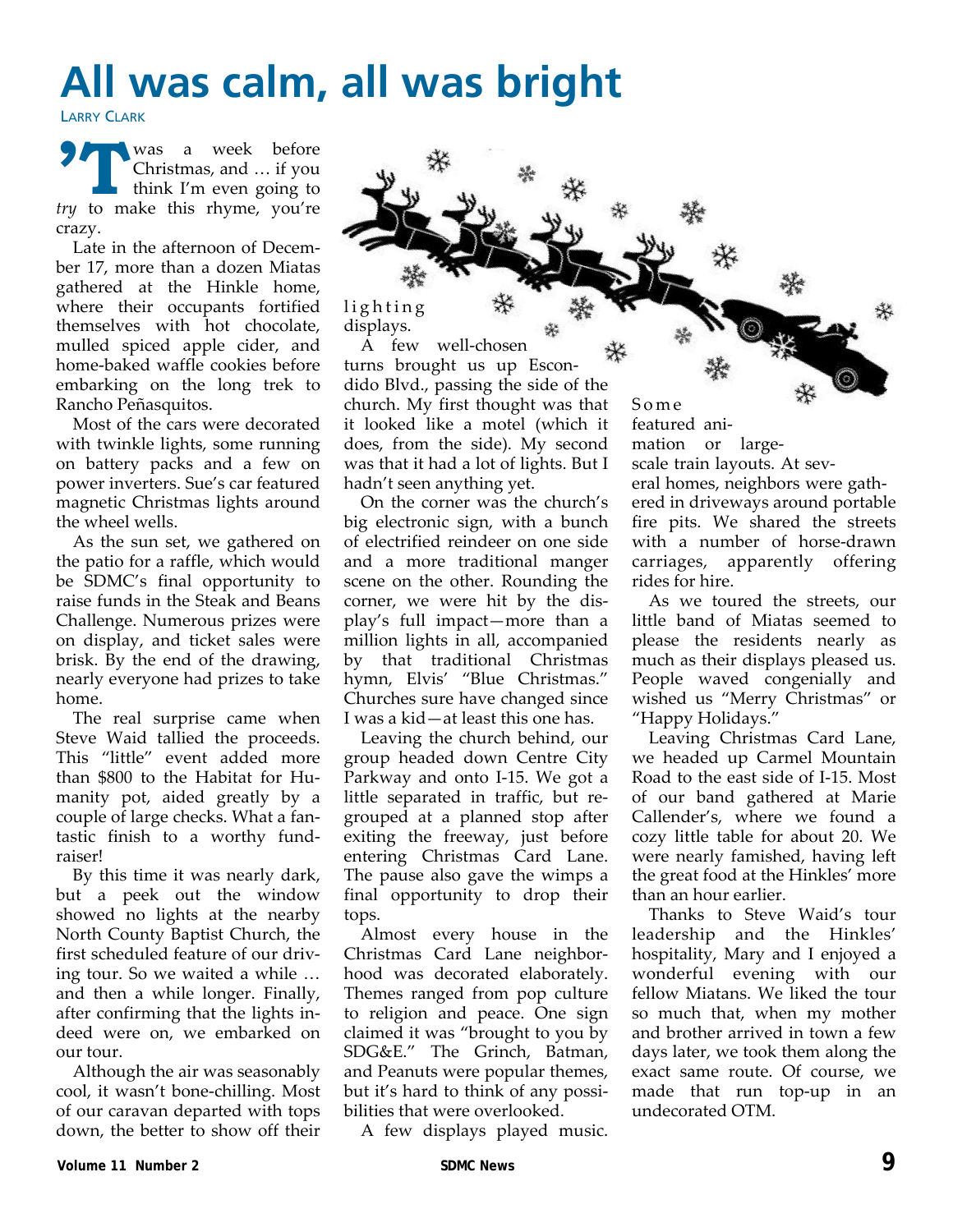# All was calm, all was bright

Larry Clark

'Twas a week before Christmas, and … if you think I'm even going to *try* to make this rhyme, you're crazy.

Late in the afternoon of December 17, more than a dozen Miatas gathered at the Hinkle home, where their occupants fortified themselves with hot chocolate, mulled spiced apple cider, and home-baked waffle cookies before embarking on the long trek to Rancho Peñasquitos.

Most of the cars were decorated with twinkle lights, some running on battery packs and a few on power inverters. Sue's car featured magnetic Christmas lights around the wheel wells.

As the sun set, we gathered on the patio for a raffle, which would be SDMC's final opportunity to raise funds in the Steak and Beans Challenge. Numerous prizes were on display, and ticket sales were brisk. By the end of the drawing, nearly everyone had prizes to take home.

The real surprise came when Steve Waid tallied the proceeds. This "little" event added more than $800 to the Habitat for Humanity pot, aided greatly by a couple of large checks. What a fantastic finish to a worthy fundraiser!

By this time it was nearly dark, but a peek out the window showed no lights at the nearby North County Baptist Church, the first scheduled feature of our driving tour. So we waited a while … and then a while longer. Finally, after confirming that the lights indeed were on, we embarked on our tour.

Although the air was seasonably cool, it wasn't bone-chilling. Most of our caravan departed with tops down, the better to show off their lighting displays.

A few well-chosen turns brought us up Escondido Blvd., passing the side of the church. My first thought was that it looked like a motel (which it does, from the side). My second was that it had a lot of lights. But I hadn't seen anything yet.

On the corner was the church's big electronic sign, with a bunch of electrified reindeer on one side and a more traditional manger scene on the other. Rounding the corner, we were hit by the display's full impact—more than a million lights in all, accompanied by that traditional Christmas hymn, Elvis' "Blue Christmas." Churches sure have changed since I was a kid—at least this one has.

Leaving the church behind, our group headed down Centre City Parkway and onto I-15. We got a little separated in traffic, but regrouped at a planned stop after exiting the freeway, just before entering Christmas Card Lane. The pause also gave the wimps a final opportunity to drop their tops.

Almost every house in the Christmas Card Lane neighborhood was decorated elaborately. Themes ranged from pop culture to religion and peace. One sign claimed it was "brought to you by SDG&E." The Grinch, Batman, and Peanuts were popular themes, but it's hard to think of any possibilities that were overlooked.

A few displays played music. Some featured animation or large-scale train layouts. At several homes, neighbors were gathered in driveways around portable fire pits. We shared the streets with a number of horse-drawn carriages, apparently offering rides for hire.

As we toured the streets, our little band of Miatas seemed to please the residents nearly as much as their displays pleased us. People waved congenially and wished us "Merry Christmas" or "Happy Holidays."

Leaving Christmas Card Lane, we headed up Carmel Mountain Road to the east side of I-15. Most of our band gathered at Marie Callender's, where we found a cozy little table for about 20. We were nearly famished, having left the great food at the Hinkles' more than an hour earlier.

Thanks to Steve Waid's tour leadership and the Hinkles' hospitality, Mary and I enjoyed a wonderful evening with our fellow Miatans. We liked the tour so much that, when my mother and brother arrived in town a few days later, we took them along the exact same route. Of course, we made that run top-up in an undecorated OTM.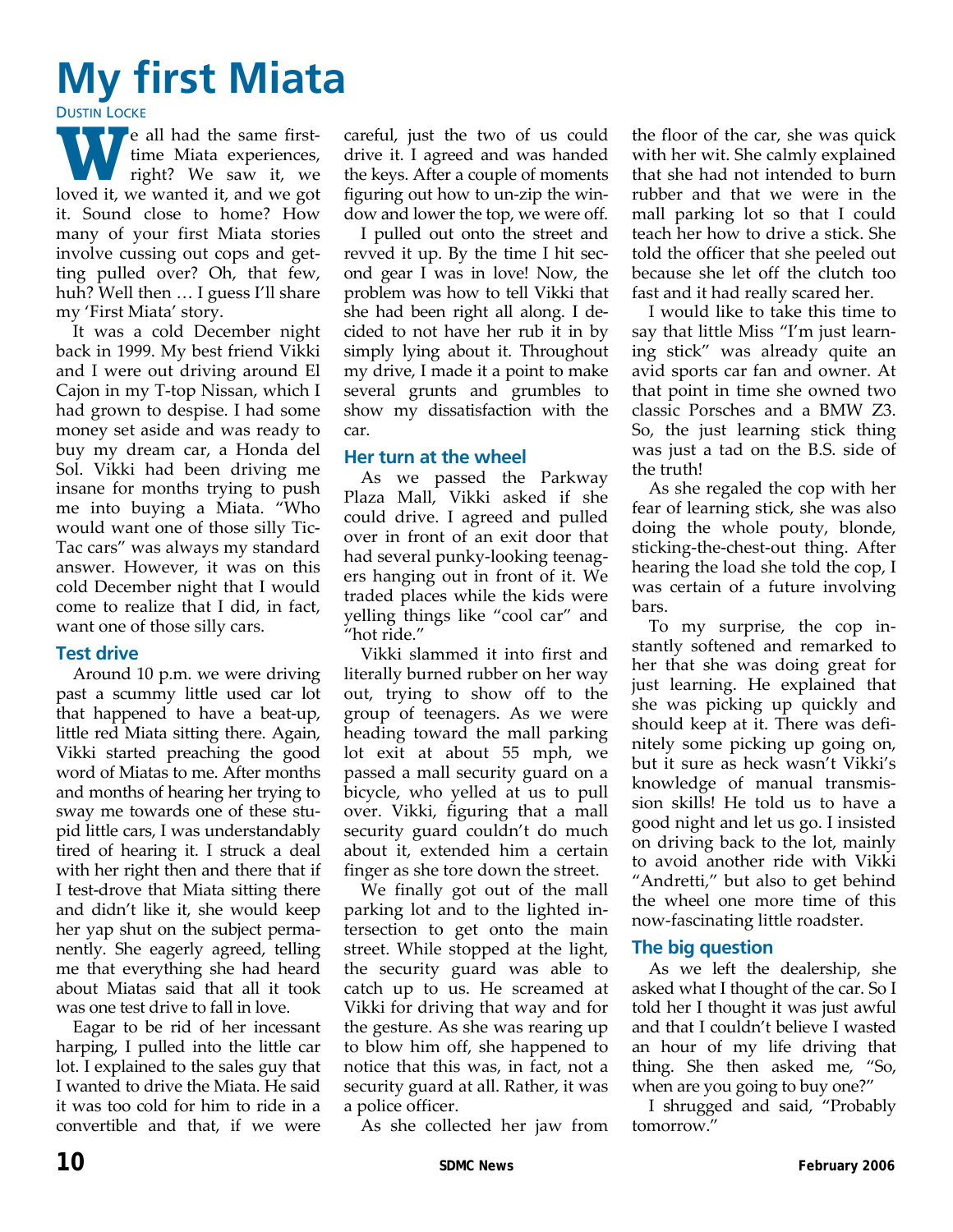# My first Miata

Dustin Locke

We all had the same first-time Miata experiences, right? We saw it, we loved it, we wanted it, and we got it. Sound close to home? How many of your first Miata stories involve cussing out cops and getting pulled over? Oh, that few, huh? Well then … I guess I'll share my 'First Miata' story.

It was a cold December night back in 1999. My best friend Vikki and I were out driving around El Cajon in my T-top Nissan, which I had grown to despise. I had some money set aside and was ready to buy my dream car, a Honda del Sol. Vikki had been driving me insane for months trying to push me into buying a Miata. "Who would want one of those silly Tic-Tac cars" was always my standard answer. However, it was on this cold December night that I would come to realize that I did, in fact, want one of those silly cars.

## Test drive

Around 10 p.m. we were driving past a scummy little used car lot that happened to have a beat-up, little red Miata sitting there. Again, Vikki started preaching the good word of Miatas to me. After months and months of hearing her trying to sway me towards one of these stupid little cars, I was understandably tired of hearing it. I struck a deal with her right then and there that if I test-drove that Miata sitting there and didn't like it, she would keep her yap shut on the subject permanently. She eagerly agreed, telling me that everything she had heard about Miatas said that all it took was one test drive to fall in love.

Eagar to be rid of her incessant harping, I pulled into the little car lot. I explained to the sales guy that I wanted to drive the Miata. He said it was too cold for him to ride in a convertible and that, if we were careful, just the two of us could drive it. I agreed and was handed the keys. After a couple of moments figuring out how to un-zip the window and lower the top, we were off.

I pulled out onto the street and revved it up. By the time I hit second gear I was in love! Now, the problem was how to tell Vikki that she had been right all along. I decided to not have her rub it in by simply lying about it. Throughout my drive, I made it a point to make several grunts and grumbles to show my dissatisfaction with the car.

## Her turn at the wheel

As we passed the Parkway Plaza Mall, Vikki asked if she could drive. I agreed and pulled over in front of an exit door that had several punky-looking teenagers hanging out in front of it. We traded places while the kids were yelling things like "cool car" and "hot ride."

Vikki slammed it into first and literally burned rubber on her way out, trying to show off to the group of teenagers. As we were heading toward the mall parking lot exit at about 55 mph, we passed a mall security guard on a bicycle, who yelled at us to pull over. Vikki, figuring that a mall security guard couldn't do much about it, extended him a certain finger as she tore down the street.

We finally got out of the mall parking lot and to the lighted intersection to get onto the main street. While stopped at the light, the security guard was able to catch up to us. He screamed at Vikki for driving that way and for the gesture. As she was rearing up to blow him off, she happened to notice that this was, in fact, not a security guard at all. Rather, it was a police officer.

As she collected her jaw from the floor of the car, she was quick with her wit. She calmly explained that she had not intended to burn rubber and that we were in the mall parking lot so that I could teach her how to drive a stick. She told the officer that she peeled out because she let off the clutch too fast and it had really scared her.

I would like to take this time to say that little Miss "I'm just learning stick" was already quite an avid sports car fan and owner. At that point in time she owned two classic Porsches and a BMW Z3. So, the just learning stick thing was just a tad on the B.S. side of the truth!

As she regaled the cop with her fear of learning stick, she was also doing the whole pouty, blonde, sticking-the-chest-out thing. After hearing the load she told the cop, I was certain of a future involving bars.

To my surprise, the cop instantly softened and remarked to her that she was doing great for just learning. He explained that she was picking up quickly and should keep at it. There was definitely some picking up going on, but it sure as heck wasn't Vikki's knowledge of manual transmission skills! He told us to have a good night and let us go. I insisted on driving back to the lot, mainly to avoid another ride with Vikki "Andretti," but also to get behind the wheel one more time of this now-fascinating little roadster.

## The big question

As we left the dealership, she asked what I thought of the car. So I told her I thought it was just awful and that I couldn't believe I wasted an hour of my life driving that thing. She then asked me, "So, when are you going to buy one?"

I shrugged and said, "Probably tomorrow."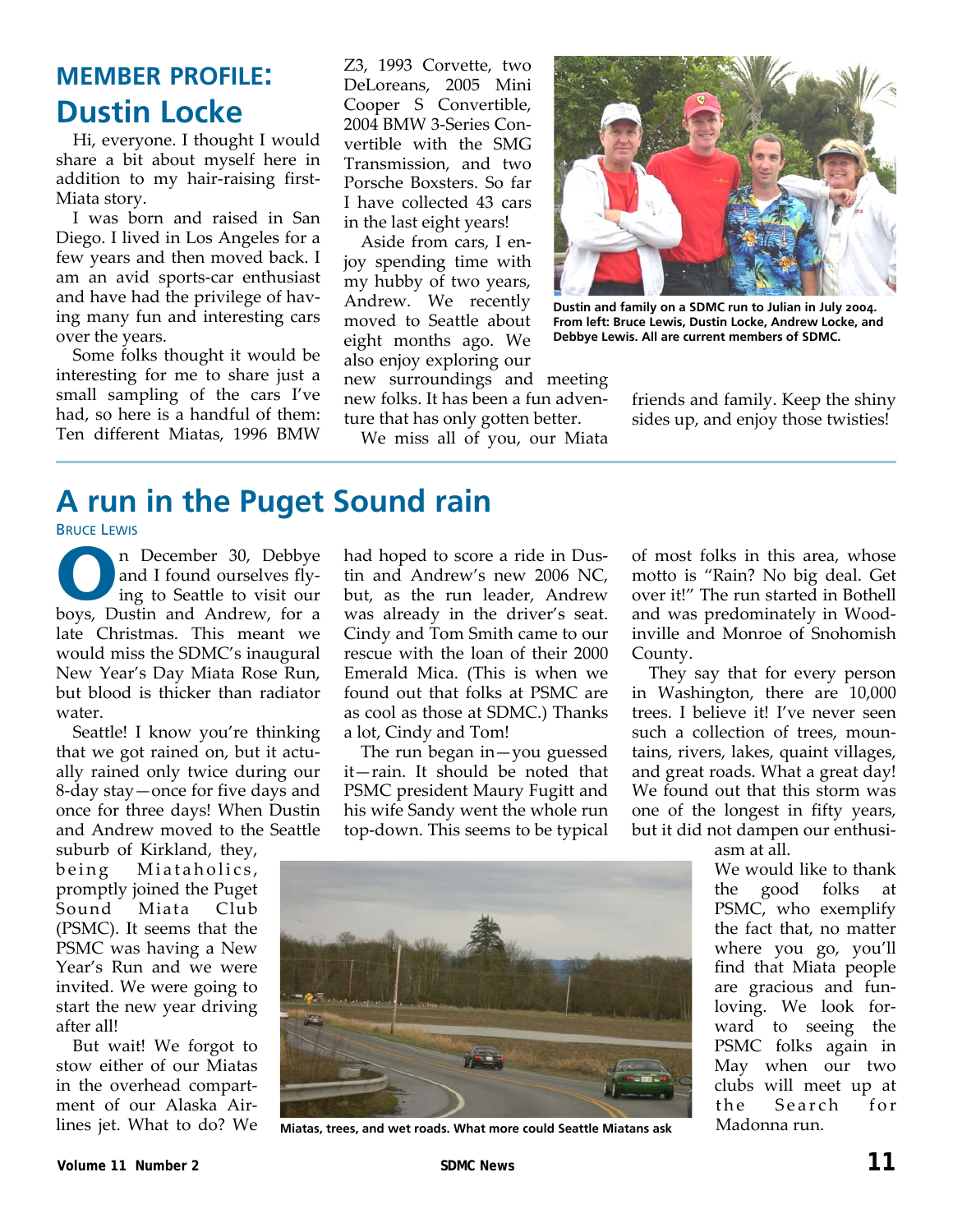## MEMBER PROFILE:

# Dustin Locke

Hi, everyone. I thought I would share a bit about myself here in addition to my hair-raising first-Miata story.

I was born and raised in San Diego. I lived in Los Angeles for a few years and then moved back. I am an avid sports-car enthusiast and have had the privilege of having many fun and interesting cars over the years.

Some folks thought it would be interesting for me to share just a small sampling of the cars I've had, so here is a handful of them: Ten different Miatas, 1996 BMW Z3, 1993 Corvette, two DeLoreans, 2005 Mini Cooper S Convertible, 2004 BMW 3-Series Convertible with the SMG Transmission, and two Porsche Boxsters. So far I have collected 43 cars in the last eight years!

Aside from cars, I enjoy spending time with my hubby of two years, Andrew. We recently moved to Seattle about eight months ago. We also enjoy exploring our new surroundings and meeting new folks. It has been a fun adventure that has only gotten better.

We miss all of you, our Miata friends and family. Keep the shiny sides up, and enjoy those twisties!

Dustin and family on a SDMC run to Julian in July 2004. From left: Bruce Lewis, Dustin Locke, Andrew Locke, and Debbye Lewis. All are current members of SDMC.

# A run in the Puget Sound rain

Bruce Lewis

On December 30, Debbye and I found ourselves flying to Seattle to visit our boys, Dustin and Andrew, for a late Christmas. This meant we would miss the SDMC's inaugural New Year's Day Miata Rose Run, but blood is thicker than radiator water.

Seattle! I know you're thinking that we got rained on, but it actually rained only twice during our 8-day stay—once for five days and once for three days! When Dustin and Andrew moved to the Seattle suburb of Kirkland, they, being Miataholics, promptly joined the Puget Sound Miata Club (PSMC). It seems that the PSMC was having a New Year's Run and we were invited. We were going to start the new year driving after all!

But wait! We forgot to stow either of our Miatas in the overhead compartment of our Alaska Airlines jet. What to do? We had hoped to score a ride in Dustin and Andrew's new 2006 NC, but, as the run leader, Andrew was already in the driver's seat. Cindy and Tom Smith came to our rescue with the loan of their 2000 Emerald Mica. (This is when we found out that folks at PSMC are as cool as those at SDMC.) Thanks a lot, Cindy and Tom!

The run began in—you guessed it—rain. It should be noted that PSMC president Maury Fugitt and his wife Sandy went the whole run top-down. This seems to be typical of most folks in this area, whose motto is "Rain? No big deal. Get over it!" The run started in Bothell and was predominately in Woodinville and Monroe of Snohomish County.

They say that for every person in Washington, there are 10,000 trees. I believe it! I've never seen such a collection of trees, mountains, rivers, lakes, quaint villages, and great roads. What a great day! We found out that this storm was one of the longest in fifty years, but it did not dampen our enthusiasm at all.

We would like to thank the good folks at PSMC, who exemplify the fact that, no matter where you go, you'll find that Miata people are gracious and fun-loving. We look forward to seeing the PSMC folks again in May when our two clubs will meet up at the Search for Madonna run.

Miatas, trees, and wet roads. What more could Seattle Miatans ask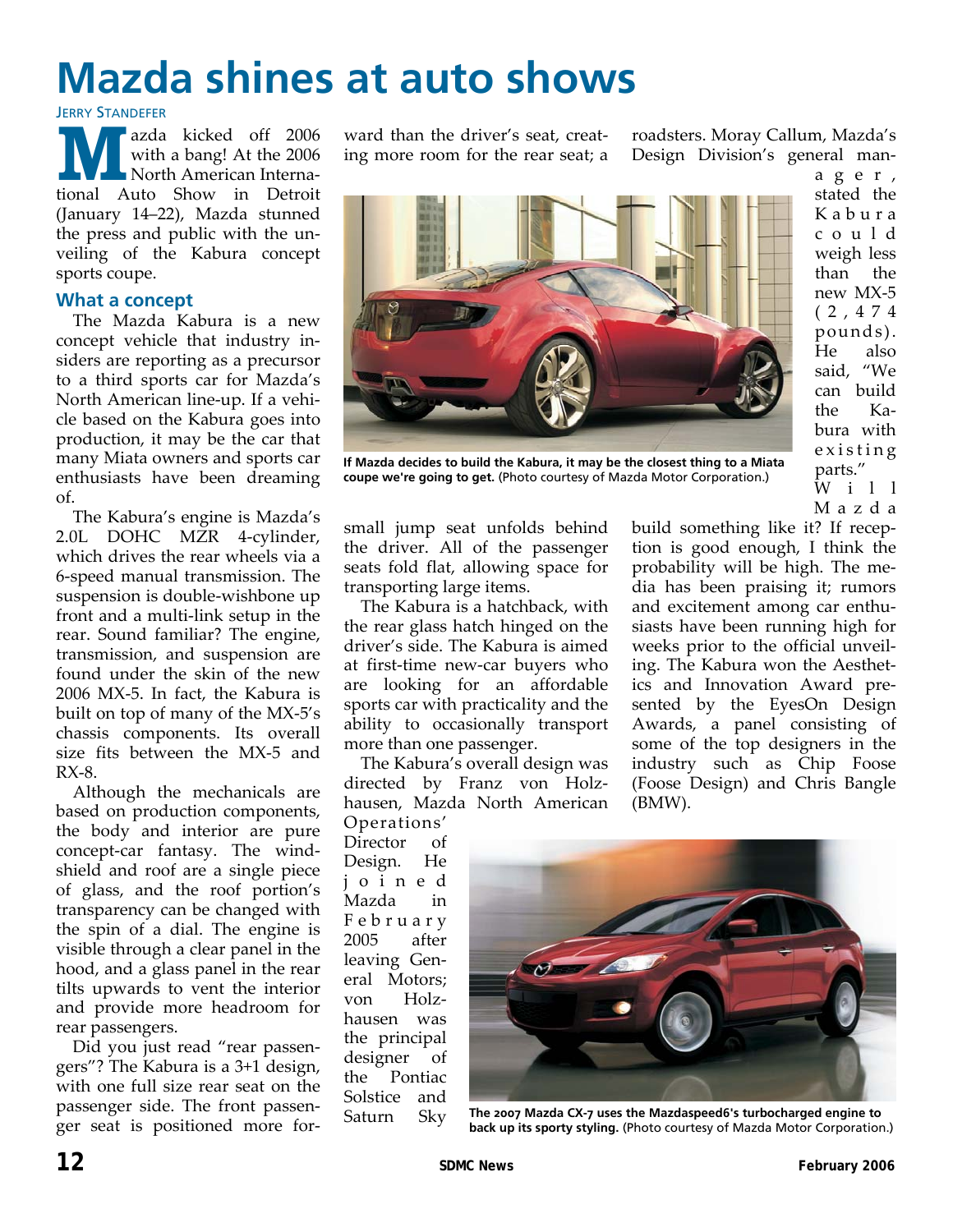# Mazda shines at auto shows

Jerry Standefer

Mazda kicked off 2006 with a bang! At the 2006 North American International Auto Show in Detroit (January 14–22), Mazda stunned the press and public with the unveiling of the Kabura concept sports coupe.

## What a concept

The Mazda Kabura is a new concept vehicle that industry insiders are reporting as a precursor to a third sports car for Mazda's North American line-up. If a vehicle based on the Kabura goes into production, it may be the car that many Miata owners and sports car enthusiasts have been dreaming of.

The Kabura's engine is Mazda's 2.0L DOHC MZR 4-cylinder, which drives the rear wheels via a 6-speed manual transmission. The suspension is double-wishbone up front and a multi-link setup in the rear. Sound familiar? The engine, transmission, and suspension are found under the skin of the new 2006 MX-5. In fact, the Kabura is built on top of many of the MX-5's chassis components. Its overall size fits between the MX-5 and RX-8.

Although the mechanicals are based on production components, the body and interior are pure concept-car fantasy. The windshield and roof are a single piece of glass, and the roof portion's transparency can be changed with the spin of a dial. The engine is visible through a clear panel in the hood, and a glass panel in the rear tilts upwards to vent the interior and provide more headroom for rear passengers.

Did you just read "rear passengers"? The Kabura is a 3+1 design, with one full size rear seat on the passenger side. The front passenger seat is positioned more forward than the driver's seat, creating more room for the rear seat; a small jump seat unfolds behind the driver. All of the passenger seats fold flat, allowing space for transporting large items.

**If Mazda decides to build the Kabura, it may be the closest thing to a Miata coupe we're going to get.** (Photo courtesy of Mazda Motor Corporation.)

The Kabura is a hatchback, with the rear glass hatch hinged on the driver's side. The Kabura is aimed at first-time new-car buyers who are looking for an affordable sports car with practicality and the ability to occasionally transport more than one passenger.

The Kabura's overall design was directed by Franz von Holzhausen, Mazda North American Operations' Director of Design. He joined Mazda in February 2005 after leaving General Motors; von Holzhausen was the principal designer of the Pontiac Solstice and Saturn Sky roadsters. Moray Callum, Mazda's Design Division's general manager, stated the Kabura could weigh less than the new MX-5 (2,474 pounds). He also said, "We can build the Kabura with existing parts."

Will Mazda build something like it? If reception is good enough, I think the probability will be high. The media has been praising it; rumors and excitement among car enthusiasts have been running high for weeks prior to the official unveiling. The Kabura won the Aesthetics and Innovation Award presented by the EyesOn Design Awards, a panel consisting of some of the top designers in the industry such as Chip Foose (Foose Design) and Chris Bangle (BMW).

**The 2007 Mazda CX-7 uses the Mazdaspeed6's turbocharged engine to back up its sporty styling.** (Photo courtesy of Mazda Motor Corporation.)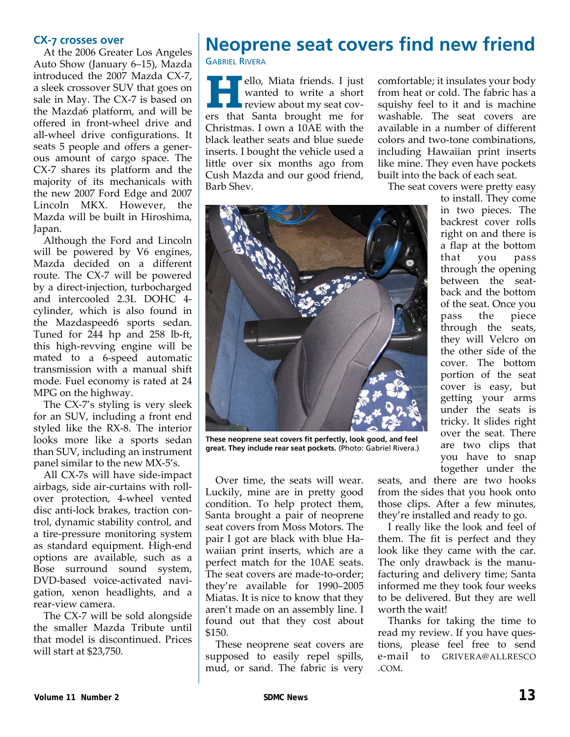## CX-7 crosses over

At the 2006 Greater Los Angeles Auto Show (January 6–15), Mazda introduced the 2007 Mazda CX-7, a sleek crossover SUV that goes on sale in May. The CX-7 is based on the Mazda6 platform, and will be offered in front-wheel drive and all-wheel drive configurations. It seats 5 people and offers a generous amount of cargo space. The CX-7 shares its platform and the majority of its mechanicals with the new 2007 Ford Edge and 2007 Lincoln MKX. However, the Mazda will be built in Hiroshima, Japan.

Although the Ford and Lincoln will be powered by V6 engines, Mazda decided on a different route. The CX-7 will be powered by a direct-injection, turbocharged and intercooled 2.3L DOHC 4-cylinder, which is also found in the Mazdaspeed6 sports sedan. Tuned for 244 hp and 258 lb-ft, this high-revving engine will be mated to a 6-speed automatic transmission with a manual shift mode. Fuel economy is rated at 24 MPG on the highway.

The CX-7's styling is very sleek for an SUV, including a front end styled like the RX-8. The interior looks more like a sports sedan than SUV, including an instrument panel similar to the new MX-5's.

All CX-7s will have side-impact airbags, side air-curtains with rollover protection, 4-wheel vented disc anti-lock brakes, traction control, dynamic stability control, and a tire-pressure monitoring system as standard equipment. High-end options are available, such as a Bose surround sound system, DVD-based voice-activated navigation, xenon headlights, and a rear-view camera.

The CX-7 will be sold alongside the smaller Mazda Tribute until that model is discontinued. Prices will start at $23,750.

# Neoprene seat covers find new friend

GABRIEL RIVERA

Hello, Miata friends. I just wanted to write a short review about my seat covers that Santa brought me for Christmas. I own a 10AE with the black leather seats and blue suede inserts. I bought the vehicle used a little over six months ago from Cush Mazda and our good friend, Barb Shev.

**These neoprene seat covers fit perfectly, look good, and feel great. They include rear seat pockets.** (Photo: Gabriel Rivera.)

Over time, the seats will wear. Luckily, mine are in pretty good condition. To help protect them, Santa brought a pair of neoprene seat covers from Moss Motors. The pair I got are black with blue Hawaiian print inserts, which are a perfect match for the 10AE seats. The seat covers are made-to-order; they're available for 1990–2005 Miatas. It is nice to know that they aren't made on an assembly line. I found out that they cost about $150.

These neoprene seat covers are supposed to easily repel spills, mud, or sand. The fabric is very comfortable; it insulates your body from heat or cold. The fabric has a squishy feel to it and is machine washable. The seat covers are available in a number of different colors and two-tone combinations, including Hawaiian print inserts like mine. They even have pockets built into the back of each seat.

The seat covers were pretty easy to install. They come in two pieces. The backrest cover rolls right on and there is a flap at the bottom that you pass through the opening between the seatback and the bottom of the seat. Once you pass the piece through the seats, they will Velcro on the other side of the cover. The bottom portion of the seat cover is easy, but getting your arms under the seats is tricky. It slides right over the seat. There are two clips that you have to snap together under the seats, and there are two hooks from the sides that you hook onto those clips. After a few minutes, they're installed and ready to go.

I really like the look and feel of them. The fit is perfect and they look like they came with the car. The only drawback is the manufacturing and delivery time; Santa informed me they took four weeks to be delivered. But they are well worth the wait!

Thanks for taking the time to read my review. If you have questions, please feel free to send e-mail to GRIVERA@ALLRESCO.COM.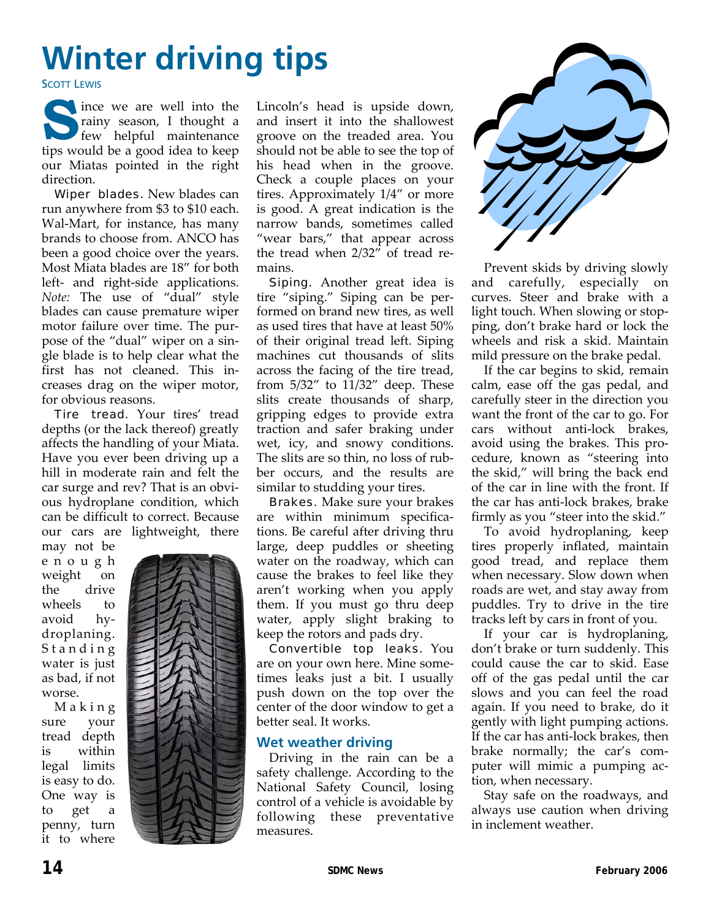# Winter driving tips

Scott Lewis

Since we are well into the rainy season, I thought a few helpful maintenance tips would be a good idea to keep our Miatas pointed in the right direction.

Wiper blades. New blades can run anywhere from $3 to $10 each. Wal-Mart, for instance, has many brands to choose from. ANCO has been a good choice over the years. Most Miata blades are 18" for both left- and right-side applications. *Note:* The use of "dual" style blades can cause premature wiper motor failure over time. The purpose of the "dual" wiper on a single blade is to help clear what the first has not cleaned. This increases drag on the wiper motor, for obvious reasons.

Tire tread. Your tires' tread depths (or the lack thereof) greatly affects the handling of your Miata. Have you ever been driving up a hill in moderate rain and felt the car surge and rev? That is an obvious hydroplane condition, which can be difficult to correct. Because our cars are lightweight, there may not be enough weight on the drive wheels to avoid hydroplaning. Standing water is just as bad, if not worse.

Making sure your tread depth is within legal limits is easy to do. One way is to get a penny, turn it to where Lincoln's head is upside down, and insert it into the shallowest groove on the treaded area. You should not be able to see the top of his head when in the groove. Check a couple places on your tires. Approximately 1/4" or more is good. A great indication is the narrow bands, sometimes called "wear bars," that appear across the tread when 2/32" of tread remains.

Siping. Another great idea is tire "siping." Siping can be performed on brand new tires, as well as used tires that have at least 50% of their original tread left. Siping machines cut thousands of slits across the facing of the tire tread, from 5/32" to 11/32" deep. These slits create thousands of sharp, gripping edges to provide extra traction and safer braking under wet, icy, and snowy conditions. The slits are so thin, no loss of rubber occurs, and the results are similar to studding your tires.

Brakes. Make sure your brakes are within minimum specifications. Be careful after driving thru large, deep puddles or sheeting water on the roadway, which can cause the brakes to feel like they aren't working when you apply them. If you must go thru deep water, apply slight braking to keep the rotors and pads dry.

Convertible top leaks. You are on your own here. Mine sometimes leaks just a bit. I usually push down on the top over the center of the door window to get a better seal. It works.

## Wet weather driving

Driving in the rain can be a safety challenge. According to the National Safety Council, losing control of a vehicle is avoidable by following these preventative measures.

Prevent skids by driving slowly and carefully, especially on curves. Steer and brake with a light touch. When slowing or stopping, don't brake hard or lock the wheels and risk a skid. Maintain mild pressure on the brake pedal.

If the car begins to skid, remain calm, ease off the gas pedal, and carefully steer in the direction you want the front of the car to go. For cars without anti-lock brakes, avoid using the brakes. This procedure, known as "steering into the skid," will bring the back end of the car in line with the front. If the car has anti-lock brakes, brake firmly as you "steer into the skid."

To avoid hydroplaning, keep tires properly inflated, maintain good tread, and replace them when necessary. Slow down when roads are wet, and stay away from puddles. Try to drive in the tire tracks left by cars in front of you.

If your car is hydroplaning, don't brake or turn suddenly. This could cause the car to skid. Ease off of the gas pedal until the car slows and you can feel the road again. If you need to brake, do it gently with light pumping actions. If the car has anti-lock brakes, then brake normally; the car's computer will mimic a pumping action, when necessary.

Stay safe on the roadways, and always use caution when driving in inclement weather.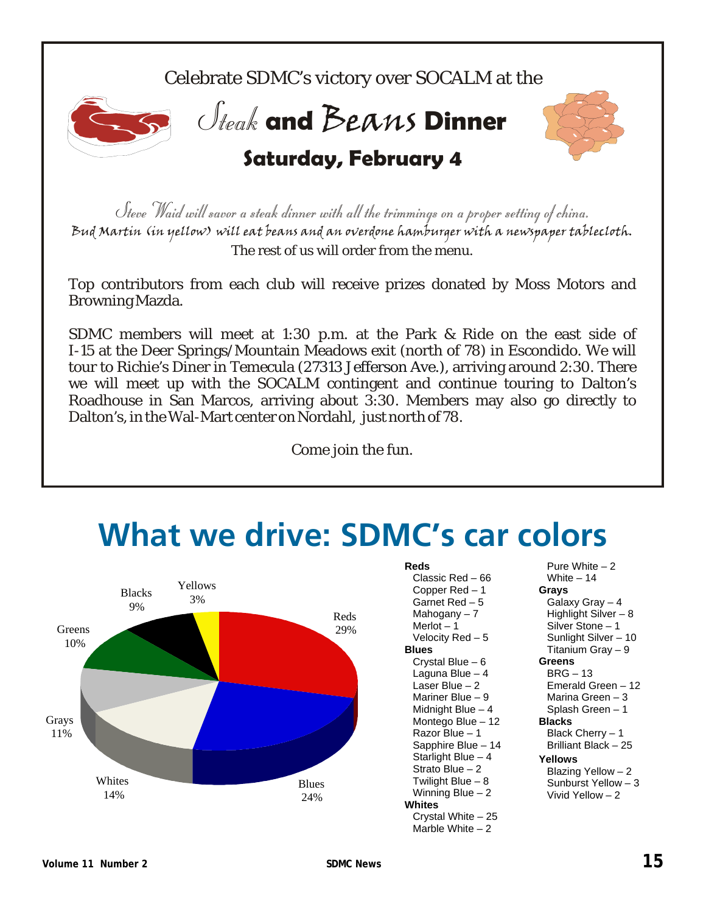Celebrate SDMC's victory over SOCALM at the

# Steak and Beans Dinner

## Saturday, February 4

*Steve Waid will savor a steak dinner with all the trimmings on a proper setting of china.*
*Bud Martin (in yellow) will eat beans and an overdone hamburger with a newspaper tablecloth.*
The rest of us will order from the menu.

Top contributors from each club will receive prizes donated by Moss Motors and Browning Mazda.

SDMC members will meet at 1:30 p.m. at the Park & Ride on the east side of I-15 at the Deer Springs/Mountain Meadows exit (north of 78) in Escondido. We will tour to Richie's Diner in Temecula (27313 Jefferson Ave.), arriving around 2:30. There we will meet up with the SOCALM contingent and continue touring to Dalton's Roadhouse in San Marcos, arriving about 3:30. Members may also go directly to Dalton's, in the Wal-Mart center on Nordahl, just north of 78.

Come join the fun.

# What we drive: SDMC's car colors

Reds 29%, Blues 24%, Whites 14%, Grays 11%, Greens 10%, Blacks 9%, Yellows 3%

**Reds**
- Classic Red – 66
- Copper Red – 1
- Garnet Red – 5
- Mahogany – 7
- Merlot – 1
- Velocity Red – 5

**Blues**
- Crystal Blue – 6
- Laguna Blue – 4
- Laser Blue – 2
- Mariner Blue – 9
- Midnight Blue – 4
- Montego Blue – 12
- Razor Blue – 1
- Sapphire Blue – 14
- Starlight Blue – 4
- Strato Blue – 2
- Twilight Blue – 8
- Winning Blue – 2

**Whites**
- Crystal White – 25
- Marble White – 2
- Pure White – 2
- White – 14

**Grays**
- Galaxy Gray – 4
- Highlight Silver – 8
- Silver Stone – 1
- Sunlight Silver – 10
- Titanium Gray – 9

**Greens**
- BRG – 13
- Emerald Green – 12
- Marina Green – 3
- Splash Green – 1

**Blacks**
- Black Cherry – 1
- Brilliant Black – 25

**Yellows**
- Blazing Yellow – 2
- Sunburst Yellow – 3
- Vivid Yellow – 2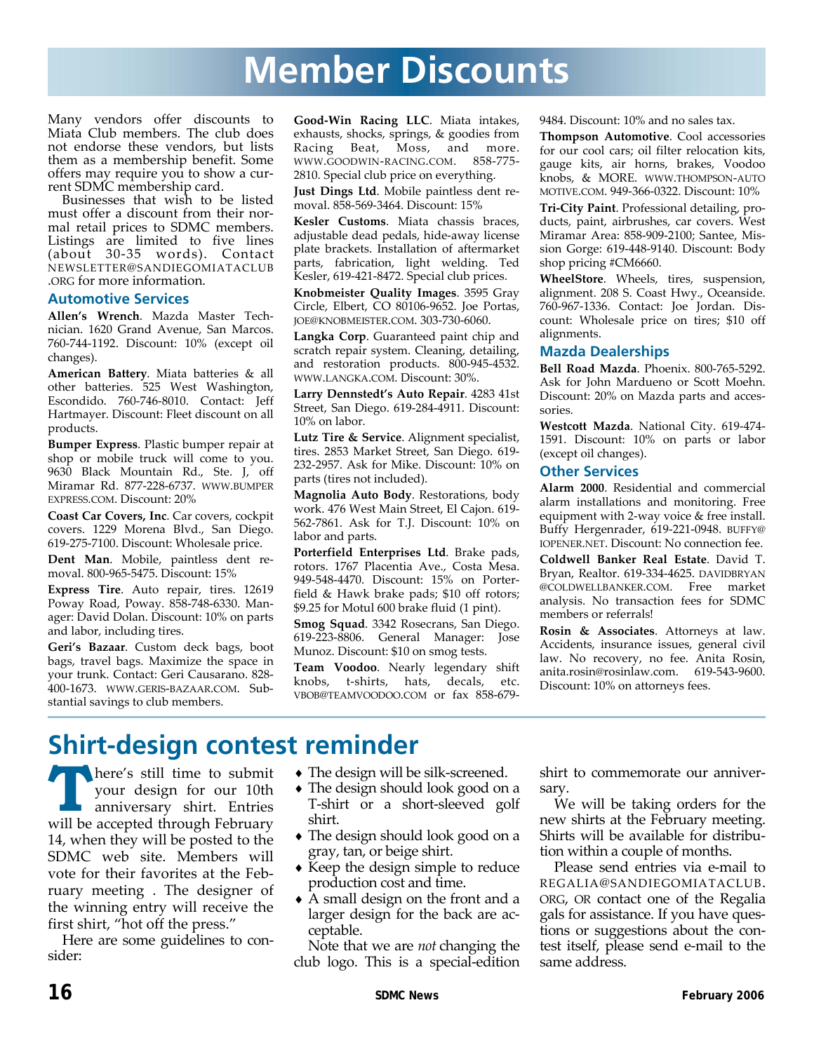# Member Discounts

Many vendors offer discounts to Miata Club members. The club does not endorse these vendors, but lists them as a membership benefit. Some offers may require you to show a current SDMC membership card.

Businesses that wish to be listed must offer a discount from their normal retail prices to SDMC members. Listings are limited to five lines (about 30-35 words). Contact NEWSLETTER@SANDIEGOMIATACLUB.ORG for more information.

## Automotive Services

**Allen's Wrench**. Mazda Master Technician. 1620 Grand Avenue, San Marcos. 760-744-1192. Discount: 10% (except oil changes).

**American Battery**. Miata batteries & all other batteries. 525 West Washington, Escondido. 760-746-8010. Contact: Jeff Hartmayer. Discount: Fleet discount on all products.

**Bumper Express**. Plastic bumper repair at shop or mobile truck will come to you. 9630 Black Mountain Rd., Ste. J, off Miramar Rd. 877-228-6737. WWW.BUMPEREXPRESS.COM. Discount: 20%

**Coast Car Covers, Inc**. Car covers, cockpit covers. 1229 Morena Blvd., San Diego. 619-275-7100. Discount: Wholesale price.

**Dent Man**. Mobile, paintless dent removal. 800-965-5475. Discount: 15%

**Express Tire**. Auto repair, tires. 12619 Poway Road, Poway. 858-748-6330. Manager: David Dolan. Discount: 10% on parts and labor, including tires.

**Geri's Bazaar**. Custom deck bags, boot bags, travel bags. Maximize the space in your trunk. Contact: Geri Causarano. 828-400-1673. WWW.GERIS-BAZAAR.COM. Substantial savings to club members.

**Good-Win Racing LLC**. Miata intakes, exhausts, shocks, springs, & goodies from Racing Beat, Moss, and more. WWW.GOODWIN-RACING.COM. 858-775-2810. Special club price on everything.

**Just Dings Ltd**. Mobile paintless dent removal. 858-569-3464. Discount: 15%

**Kesler Customs**. Miata chassis braces, adjustable dead pedals, hide-away license plate brackets. Installation of aftermarket parts, fabrication, light welding. Ted Kesler, 619-421-8472. Special club prices.

**Knobmeister Quality Images**. 3595 Gray Circle, Elbert, CO 80106-9652. Joe Portas, JOE@KNOBMEISTER.COM. 303-730-6060.

**Langka Corp**. Guaranteed paint chip and scratch repair system. Cleaning, detailing, and restoration products. 800-945-4532. WWW.LANGKA.COM. Discount: 30%.

**Larry Dennstedt's Auto Repair**. 4283 41st Street, San Diego. 619-284-4911. Discount: 10% on labor.

**Lutz Tire & Service**. Alignment specialist, tires. 2853 Market Street, San Diego. 619-232-2957. Ask for Mike. Discount: 10% on parts (tires not included).

**Magnolia Auto Body**. Restorations, body work. 476 West Main Street, El Cajon. 619-562-7861. Ask for T.J. Discount: 10% on labor and parts.

**Porterfield Enterprises Ltd**. Brake pads, rotors. 1767 Placentia Ave., Costa Mesa. 949-548-4470. Discount: 15% on Porterfield & Hawk brake pads; $10 off rotors; $9.25 for Motul 600 brake fluid (1 pint).

**Smog Squad**. 3342 Rosecrans, San Diego. 619-223-8806. General Manager: Jose Munoz. Discount: $10 on smog tests.

**Team Voodoo**. Nearly legendary shift knobs, t-shirts, hats, decals, etc. VBOB@TEAMVOODOO.COM or fax 858-679-9484. Discount: 10% and no sales tax.

**Thompson Automotive**. Cool accessories for our cool cars; oil filter relocation kits, gauge kits, air horns, brakes, Voodoo knobs, & MORE. WWW.THOMPSON-AUTOMOTIVE.COM. 949-366-0322. Discount: 10%

**Tri-City Paint**. Professional detailing, products, paint, airbrushes, car covers. West Miramar Area: 858-909-2100; Santee, Mission Gorge: 619-448-9140. Discount: Body shop pricing #CM6660.

**WheelStore**. Wheels, tires, suspension, alignment. 208 S. Coast Hwy., Oceanside. 760-967-1336. Contact: Joe Jordan. Discount: Wholesale price on tires; $10 off alignments.

## Mazda Dealerships

**Bell Road Mazda**. Phoenix. 800-765-5292. Ask for John Mardueno or Scott Moehn. Discount: 20% on Mazda parts and accessories.

**Westcott Mazda**. National City. 619-474-1591. Discount: 10% on parts or labor (except oil changes).

## Other Services

**Alarm 2000**. Residential and commercial alarm installations and monitoring. Free equipment with 2-way voice & free install. Buffy Hergenrader, 619-221-0948. BUFFY@IOPENER.NET. Discount: No connection fee.

**Coldwell Banker Real Estate**. David T. Bryan, Realtor. 619-334-4625. DAVIDBRYAN@COLDWELLBANKER.COM. Free market analysis. No transaction fees for SDMC members or referrals!

**Rosin & Associates**. Attorneys at law. Accidents, insurance issues, general civil law. No recovery, no fee. Anita Rosin, anita.rosin@rosinlaw.com. 619-543-9600. Discount: 10% on attorneys fees.

# Shirt-design contest reminder

There's still time to submit your design for our 10th anniversary shirt. Entries will be accepted through February 14, when they will be posted to the SDMC web site. Members will vote for their favorites at the February meeting . The designer of the winning entry will receive the first shirt, "hot off the press."

Here are some guidelines to consider:

- The design will be silk-screened.
- The design should look good on a T-shirt or a short-sleeved golf shirt.
- The design should look good on a gray, tan, or beige shirt.
- Keep the design simple to reduce production cost and time.
- A small design on the front and a larger design for the back are acceptable.

Note that we are *not* changing the club logo. This is a special-edition shirt to commemorate our anniversary.

We will be taking orders for the new shirts at the February meeting. Shirts will be available for distribution within a couple of months.

Please send entries via e-mail to REGALIA@SANDIEGOMIATACLUB.ORG, OR contact one of the Regalia gals for assistance. If you have questions or suggestions about the contest itself, please send e-mail to the same address.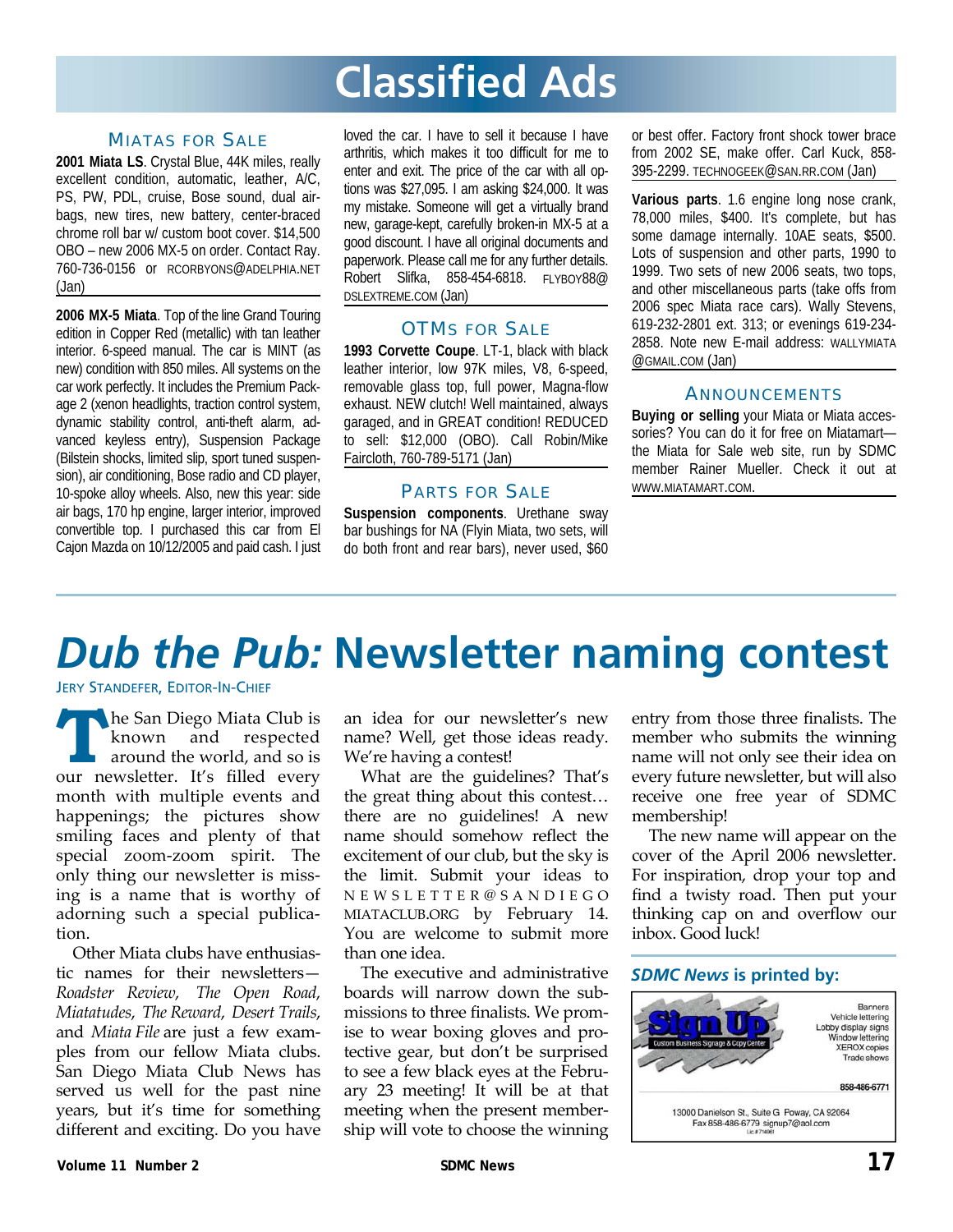# Classified Ads

## Miatas for Sale

**2001 Miata LS**. Crystal Blue, 44K miles, really excellent condition, automatic, leather, A/C, PS, PW, PDL, cruise, Bose sound, dual airbags, new tires, new battery, center-braced chrome roll bar w/ custom boot cover. $14,500 OBO – new 2006 MX-5 on order. Contact Ray. 760-736-0156 or RCORBYONS@ADELPHIA.NET (Jan)

**2006 MX-5 Miata**. Top of the line Grand Touring edition in Copper Red (metallic) with tan leather interior. 6-speed manual. The car is MINT (as new) condition with 850 miles. All systems on the car work perfectly. It includes the Premium Package 2 (xenon headlights, traction control system, dynamic stability control, anti-theft alarm, advanced keyless entry), Suspension Package (Bilstein shocks, limited slip, sport tuned suspension), air conditioning, Bose radio and CD player, 10-spoke alloy wheels. Also, new this year: side air bags, 170 hp engine, larger interior, improved convertible top. I purchased this car from El Cajon Mazda on 10/12/2005 and paid cash. I just loved the car. I have to sell it because I have arthritis, which makes it too difficult for me to enter and exit. The price of the car with all options was $27,095. I am asking $24,000. It was my mistake. Someone will get a virtually brand new, garage-kept, carefully broken-in MX-5 at a good discount. I have all original documents and paperwork. Please call me for any further details. Robert Slifka, 858-454-6818. FLYBOY88@DSLEXTREME.COM (Jan)

## OTMs for Sale

**1993 Corvette Coupe**. LT-1, black with black leather interior, low 97K miles, V8, 6-speed, removable glass top, full power, Magna-flow exhaust. NEW clutch! Well maintained, always garaged, and in GREAT condition! REDUCED to sell: $12,000 (OBO). Call Robin/Mike Faircloth, 760-789-5171 (Jan)

## Parts for Sale

**Suspension components**. Urethane sway bar bushings for NA (Flyin Miata, two sets, will do both front and rear bars), never used, $60 or best offer. Factory front shock tower brace from 2002 SE, make offer. Carl Kuck, 858-395-2299. TECHNOGEEK@SAN.RR.COM (Jan)

**Various parts**. 1.6 engine long nose crank, 78,000 miles, $400. It's complete, but has some damage internally. 10AE seats, $500. Lots of suspension and other parts, 1990 to 1999. Two sets of new 2006 seats, two tops, and other miscellaneous parts (take offs from 2006 spec Miata race cars). Wally Stevens, 619-232-2801 ext. 313; or evenings 619-234-2858. Note new E-mail address: WALLYMIATA@GMAIL.COM (Jan)

## Announcements

**Buying or selling** your Miata or Miata accessories? You can do it for free on Miatamart—the Miata for Sale web site, run by SDMC member Rainer Mueller. Check it out at WWW.MIATAMART.COM.

# *Dub the Pub:* Newsletter naming contest

Jery Standefer, Editor-In-Chief

The San Diego Miata Club is known and respected around the world, and so is our newsletter. It's filled every month with multiple events and happenings; the pictures show smiling faces and plenty of that special zoom-zoom spirit. The only thing our newsletter is missing is a name that is worthy of adorning such a special publication.

Other Miata clubs have enthusiastic names for their newsletters—*Roadster Review*, *The Open Road*, *Miatatudes*, *The Reward*, *Desert Trails*, and *Miata File* are just a few examples from our fellow Miata clubs. San Diego Miata Club News has served us well for the past nine years, but it's time for something different and exciting. Do you have an idea for our newsletter's new name? Well, get those ideas ready. We're having a contest!

What are the guidelines? That's the great thing about this contest… there are no guidelines! A new name should somehow reflect the excitement of our club, but the sky is the limit. Submit your ideas to NEWSLETTER@SANDIEGOMIATACLUB.ORG by February 14. You are welcome to submit more than one idea.

The executive and administrative boards will narrow down the submissions to three finalists. We promise to wear boxing gloves and protective gear, but don't be surprised to see a few black eyes at the February 23 meeting! It will be at that meeting when the present membership will vote to choose the winning entry from those three finalists. The member who submits the winning name will not only see their idea on every future newsletter, but will also receive one free year of SDMC membership!

The new name will appear on the cover of the April 2006 newsletter. For inspiration, drop your top and find a twisty road. Then put your thinking cap on and overflow our inbox. Good luck!

### *SDMC News* is printed by:

Sign Up — Custom Business Signage & Copy Center

Banners
Vehicle lettering
Lobby display signs
Window lettering
XEROX copies
Trade shows

858-486-6771

13000 Danielson St., Suite G Poway, CA 92064
Fax 858-486-6779 signup7@aol.com
Lic.# 714961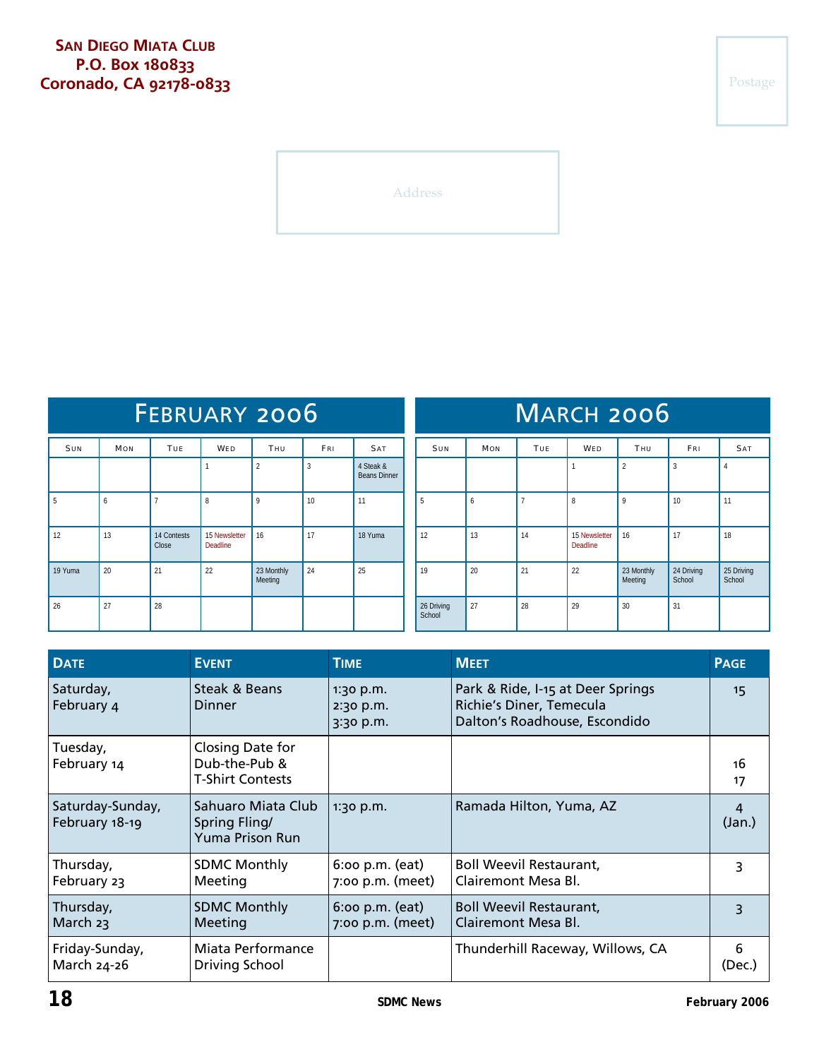**San Diego Miata Club**
**P.O. Box 180833**
**Coronado, CA 92178-0833**

Postage

Address

## February 2006

| Sun | Mon | Tue | Wed | Thu | Fri | Sat |
|---|---|---|---|---|---|---|
| | | | 1 | 2 | 3 | 4 Steak & Beans Dinner |
| 5 | 6 | 7 | 8 | 9 | 10 | 11 |
| 12 | 13 | 14 Contests Close | 15 Newsletter Deadline | 16 | 17 | 18 Yuma |
| 19 Yuma | 20 | 21 | 22 | 23 Monthly Meeting | 24 | 25 |
| 26 | 27 | 28 | | | | |

## March 2006

| Sun | Mon | Tue | Wed | Thu | Fri | Sat |
|---|---|---|---|---|---|---|
| | | | 1 | 2 | 3 | 4 |
| 5 | 6 | 7 | 8 | 9 | 10 | 11 |
| 12 | 13 | 14 | 15 Newsletter Deadline | 16 | 17 | 18 |
| 19 | 20 | 21 | 22 | 23 Monthly Meeting | 24 Driving School | 25 Driving School |
| 26 Driving School | 27 | 28 | 29 | 30 | 31 | |

| Date | Event | Time | Meet | Page |
|---|---|---|---|---|
| Saturday, February 4 | Steak & Beans Dinner | 1:30 p.m.<br>2:30 p.m.<br>3:30 p.m. | Park & Ride, I-15 at Deer Springs<br>Richie's Diner, Temecula<br>Dalton's Roadhouse, Escondido | 15 |
| Tuesday, February 14 | Closing Date for Dub-the-Pub & T-Shirt Contests | | | 16<br>17 |
| Saturday-Sunday, February 18-19 | Sahuaro Miata Club Spring Fling/ Yuma Prison Run | 1:30 p.m. | Ramada Hilton, Yuma, AZ | 4 (Jan.) |
| Thursday, February 23 | SDMC Monthly Meeting | 6:00 p.m. (eat)<br>7:00 p.m. (meet) | Boll Weevil Restaurant, Clairemont Mesa Bl. | 3 |
| Thursday, March 23 | SDMC Monthly Meeting | 6:00 p.m. (eat)<br>7:00 p.m. (meet) | Boll Weevil Restaurant, Clairemont Mesa Bl. | 3 |
| Friday-Sunday, March 24-26 | Miata Performance Driving School | | Thunderhill Raceway, Willows, CA | 6 (Dec.) |